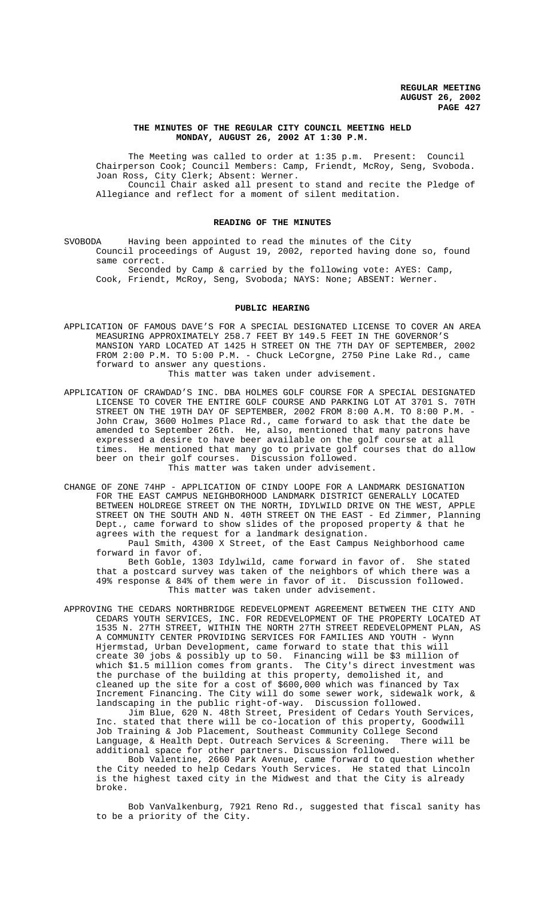# THE MINUTES OF THE REGULAR CITY COUNCIL MEETING HELD MONDAY, AUGUST 26, 2002 AT 1:30 P.M.

The Meeting was called to order at 1:35 p.m. Present: Council Chairperson Cook; Council Members: Camp, Friendt, McRoy, Seng, Svoboda. Joan Ross, City Clerk; Absent: Werner.

Council Chair asked all present to stand and recite the Pledge of Allegiance and reflect for a moment of silent meditation.

## READING OF THE MINUTES

SVOBODA Having been appointed to read the minutes of the City Council proceedings of August 19, 2002, reported having done so, found same correct.

Seconded by Camp & carried by the following vote: AYES: Camp, Cook, Friendt, McRoy, Seng, Svoboda; NAYS: None; ABSENT: Werner.

## PUBLIC HEARING

APPLICATION OF FAMOUS DAVE'S FOR A SPECIAL DESIGNATED LICENSE TO COVER AN AREA MEASURING APPROXIMATELY 258.7 FEET BY 149.5 FEET IN THE GOVERNOR'S MANSION YARD LOCATED AT 1425 H STREET ON THE 7TH DAY OF SEPTEMBER, 2002 FROM 2:00 P.M. TO 5:00 P.M. - Chuck LeCorgne, 2750 Pine Lake Rd., came forward to answer any questions.

This matter was taken under advisement.

APPLICATION OF CRAWDAD'S INC. DBA HOLMES GOLF COURSE FOR A SPECIAL DESIGNATED LICENSE TO COVER THE ENTIRE GOLF COURSE AND PARKING LOT AT 3701 S. 70TH STREET ON THE 19TH DAY OF SEPTEMBER, 2002 FROM 8:00 A.M. TO 8:00 P.M. - John Craw, 3600 Holmes Place Rd., came forward to ask that the date be amended to September 26th. He, also, mentioned that many patrons have expressed a desire to have beer available on the golf course at all times. He mentioned that many go to private golf courses that do allow beer on their golf courses. Discussion followed.

This matter was taken under advisement.

CHANGE OF ZONE 74HP - APPLICATION OF CINDY LOOPE FOR A LANDMARK DESIGNATION FOR THE EAST CAMPUS NEIGHBORHOOD LANDMARK DISTRICT GENERALLY LOCATED BETWEEN HOLDREGE STREET ON THE NORTH, IDYLWILD DRIVE ON THE WEST, APPLE STREET ON THE SOUTH AND N. 40TH STREET ON THE EAST - Ed Zimmer, Planning Dept., came forward to show slides of the proposed property & that he agrees with the request for a landmark designation.

Paul Smith, 4300 X Street, of the East Campus Neighborhood came forward in favor of.

Beth Goble, 1303 Idylwild, came forward in favor of. She stated that a postcard survey was taken of the neighbors of which there was a 49% response & 84% of them were in favor of it. Discussion followed.

This matter was taken under advisement.

APPROVING THE CEDARS NORTHBRIDGE REDEVELOPMENT AGREEMENT BETWEEN THE CITY AND CEDARS YOUTH SERVICES, INC. FOR REDEVELOPMENT OF THE PROPERTY LOCATED AT 1535 N. 27TH STREET, WITHIN THE NORTH 27TH STREET REDEVELOPMENT PLAN, AS A COMMUNITY CENTER PROVIDING SERVICES FOR FAMILIES AND YOUTH - Wynn Hjermstad, Urban Development, came forward to state that this will create 30 jobs & possibly up to 50. Financing will be $3 million of which $1.5 million comes from grants. The City's direct investment was the purchase of the building at this property, demolished it, and cleaned up the site for a cost of $600,000 which was financed by Tax Increment Financing. The City will do some sewer work, sidewalk work, & landscaping in the public right-of-way. Discussion followed.

Jim Blue, 620 N. 48th Street, President of Cedars Youth Services, Inc. stated that there will be co-location of this property, Goodwill Job Training & Job Placement, Southeast Community College Second Language, & Health Dept. Outreach Services & Screening. There will be additional space for other partners. Discussion followed.

Bob Valentine, 2660 Park Avenue, came forward to question whether the City needed to help Cedars Youth Services. He stated that Lincoln is the highest taxed city in the Midwest and that the City is already broke.

Bob VanValkenburg, 7921 Reno Rd., suggested that fiscal sanity has to be a priority of the City.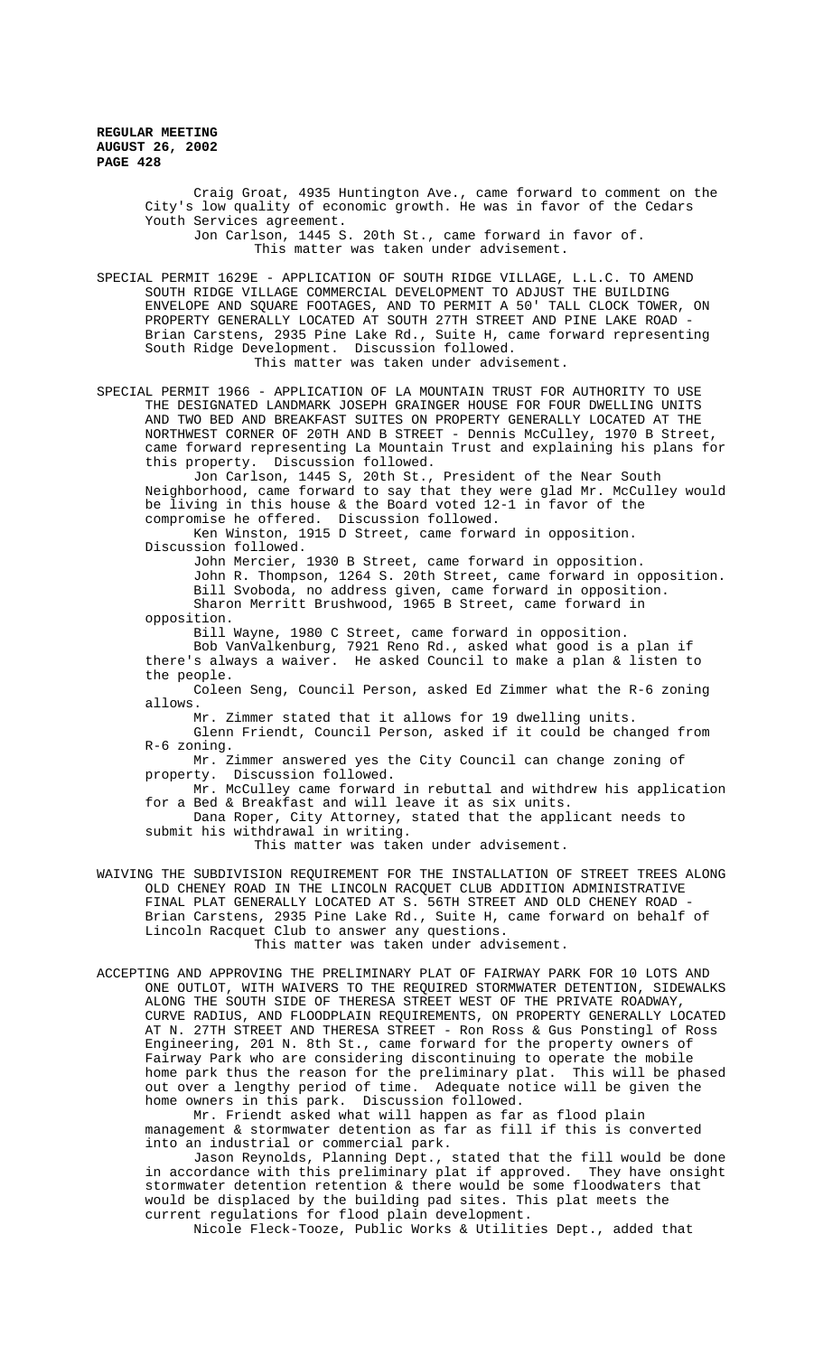Craig Groat, 4935 Huntington Ave., came forward to comment on the City's low quality of economic growth. He was in favor of the Cedars Youth Services agreement.

Jon Carlson, 1445 S. 20th St., came forward in favor of.

This matter was taken under advisement.

SPECIAL PERMIT 1629E - APPLICATION OF SOUTH RIDGE VILLAGE, L.L.C. TO AMEND SOUTH RIDGE VILLAGE COMMERCIAL DEVELOPMENT TO ADJUST THE BUILDING ENVELOPE AND SQUARE FOOTAGES, AND TO PERMIT A 50' TALL CLOCK TOWER, ON PROPERTY GENERALLY LOCATED AT SOUTH 27TH STREET AND PINE LAKE ROAD - Brian Carstens, 2935 Pine Lake Rd., Suite H, came forward representing South Ridge Development. Discussion followed.

This matter was taken under advisement.

SPECIAL PERMIT 1966 - APPLICATION OF LA MOUNTAIN TRUST FOR AUTHORITY TO USE THE DESIGNATED LANDMARK JOSEPH GRAINGER HOUSE FOR FOUR DWELLING UNITS AND TWO BED AND BREAKFAST SUITES ON PROPERTY GENERALLY LOCATED AT THE NORTHWEST CORNER OF 20TH AND B STREET - Dennis McCulley, 1970 B Street, came forward representing La Mountain Trust and explaining his plans for this property. Discussion followed.

Jon Carlson, 1445 S, 20th St., President of the Near South Neighborhood, came forward to say that they were glad Mr. McCulley would be living in this house & the Board voted 12-1 in favor of the compromise he offered. Discussion followed.

Ken Winston, 1915 D Street, came forward in opposition. Discussion followed.

John Mercier, 1930 B Street, came forward in opposition.

John R. Thompson, 1264 S. 20th Street, came forward in opposition.

Bill Svoboda, no address given, came forward in opposition.

Sharon Merritt Brushwood, 1965 B Street, came forward in opposition.

Bill Wayne, 1980 C Street, came forward in opposition.

Bob VanValkenburg, 7921 Reno Rd., asked what good is a plan if there's always a waiver. He asked Council to make a plan & listen to the people.

Coleen Seng, Council Person, asked Ed Zimmer what the R-6 zoning allows.

Mr. Zimmer stated that it allows for 19 dwelling units.

Glenn Friendt, Council Person, asked if it could be changed from R-6 zoning.

Mr. Zimmer answered yes the City Council can change zoning of property. Discussion followed.

Mr. McCulley came forward in rebuttal and withdrew his application for a Bed & Breakfast and will leave it as six units.

Dana Roper, City Attorney, stated that the applicant needs to submit his withdrawal in writing.

This matter was taken under advisement.

WAIVING THE SUBDIVISION REQUIREMENT FOR THE INSTALLATION OF STREET TREES ALONG OLD CHENEY ROAD IN THE LINCOLN RACQUET CLUB ADDITION ADMINISTRATIVE FINAL PLAT GENERALLY LOCATED AT S. 56TH STREET AND OLD CHENEY ROAD - Brian Carstens, 2935 Pine Lake Rd., Suite H, came forward on behalf of Lincoln Racquet Club to answer any questions.

This matter was taken under advisement.

ACCEPTING AND APPROVING THE PRELIMINARY PLAT OF FAIRWAY PARK FOR 10 LOTS AND ONE OUTLOT, WITH WAIVERS TO THE REQUIRED STORMWATER DETENTION, SIDEWALKS ALONG THE SOUTH SIDE OF THERESA STREET WEST OF THE PRIVATE ROADWAY, CURVE RADIUS, AND FLOODPLAIN REQUIREMENTS, ON PROPERTY GENERALLY LOCATED AT N. 27TH STREET AND THERESA STREET - Ron Ross & Gus Ponstingl of Ross Engineering, 201 N. 8th St., came forward for the property owners of Fairway Park who are considering discontinuing to operate the mobile home park thus the reason for the preliminary plat. This will be phased out over a lengthy period of time. Adequate notice will be given the home owners in this park. Discussion followed.

Mr. Friendt asked what will happen as far as flood plain management & stormwater detention as far as fill if this is converted into an industrial or commercial park.

Jason Reynolds, Planning Dept., stated that the fill would be done in accordance with this preliminary plat if approved. They have onsight stormwater detention retention & there would be some floodwaters that would be displaced by the building pad sites. This plat meets the current regulations for flood plain development.

Nicole Fleck-Tooze, Public Works & Utilities Dept., added that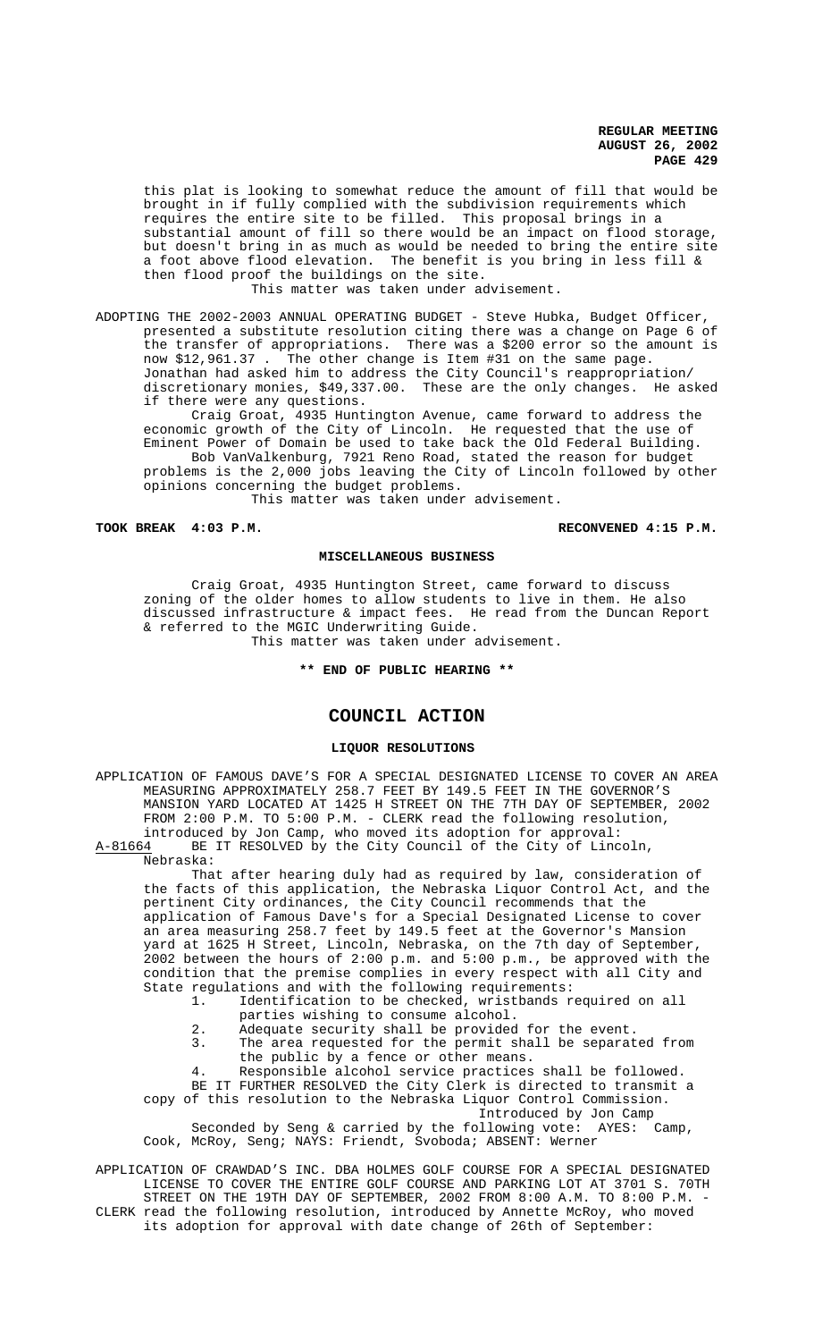this plat is looking to somewhat reduce the amount of fill that would be brought in if fully complied with the subdivision requirements which requires the entire site to be filled. This proposal brings in a substantial amount of fill so there would be an impact on flood storage, but doesn't bring in as much as would be needed to bring the entire site a foot above flood elevation. The benefit is you bring in less fill & then flood proof the buildings on the site.

This matter was taken under advisement.

ADOPTING THE 2002-2003 ANNUAL OPERATING BUDGET - Steve Hubka, Budget Officer, presented a substitute resolution citing there was a change on Page 6 of the transfer of appropriations. There was a $200 error so the amount is now $12,961.37 . The other change is Item #31 on the same page. Jonathan had asked him to address the City Council's reappropriation/ discretionary monies, $49,337.00. These are the only changes. He asked if there were any questions.

Craig Groat, 4935 Huntington Avenue, came forward to address the economic growth of the City of Lincoln. He requested that the use of Eminent Power of Domain be used to take back the Old Federal Building.

Bob VanValkenburg, 7921 Reno Road, stated the reason for budget problems is the 2,000 jobs leaving the City of Lincoln followed by other opinions concerning the budget problems.

This matter was taken under advisement.

**TOOK BREAK 4:03 P.M. RECONVENED 4:15 P.M.**

## MISCELLANEOUS BUSINESS

Craig Groat, 4935 Huntington Street, came forward to discuss zoning of the older homes to allow students to live in them. He also discussed infrastructure & impact fees. He read from the Duncan Report & referred to the MGIC Underwriting Guide.

This matter was taken under advisement.

**\*\* END OF PUBLIC HEARING \*\***

# COUNCIL ACTION

## LIQUOR RESOLUTIONS

APPLICATION OF FAMOUS DAVE'S FOR A SPECIAL DESIGNATED LICENSE TO COVER AN AREA MEASURING APPROXIMATELY 258.7 FEET BY 149.5 FEET IN THE GOVERNOR'S MANSION YARD LOCATED AT 1425 H STREET ON THE 7TH DAY OF SEPTEMBER, 2002 FROM 2:00 P.M. TO 5:00 P.M. - CLERK read the following resolution, introduced by Jon Camp, who moved its adoption for approval:

A-81664 BE IT RESOLVED by the City Council of the City of Lincoln, Nebraska:

That after hearing duly had as required by law, consideration of the facts of this application, the Nebraska Liquor Control Act, and the pertinent City ordinances, the City Council recommends that the application of Famous Dave's for a Special Designated License to cover an area measuring 258.7 feet by 149.5 feet at the Governor's Mansion yard at 1625 H Street, Lincoln, Nebraska, on the 7th day of September, 2002 between the hours of 2:00 p.m. and 5:00 p.m., be approved with the condition that the premise complies in every respect with all City and State regulations and with the following requirements:

1. Identification to be checked, wristbands required on all parties wishing to consume alcohol.
2. Adequate security shall be provided for the event.
3. The area requested for the permit shall be separated from the public by a fence or other means.
4. Responsible alcohol service practices shall be followed.

BE IT FURTHER RESOLVED the City Clerk is directed to transmit a copy of this resolution to the Nebraska Liquor Control Commission.

Introduced by Jon Camp

Seconded by Seng & carried by the following vote: AYES: Camp, Cook, McRoy, Seng; NAYS: Friendt, Svoboda; ABSENT: Werner

APPLICATION OF CRAWDAD'S INC. DBA HOLMES GOLF COURSE FOR A SPECIAL DESIGNATED LICENSE TO COVER THE ENTIRE GOLF COURSE AND PARKING LOT AT 3701 S. 70TH STREET ON THE 19TH DAY OF SEPTEMBER, 2002 FROM 8:00 A.M. TO 8:00 P.M. - CLERK read the following resolution, introduced by Annette McRoy, who moved its adoption for approval with date change of 26th of September: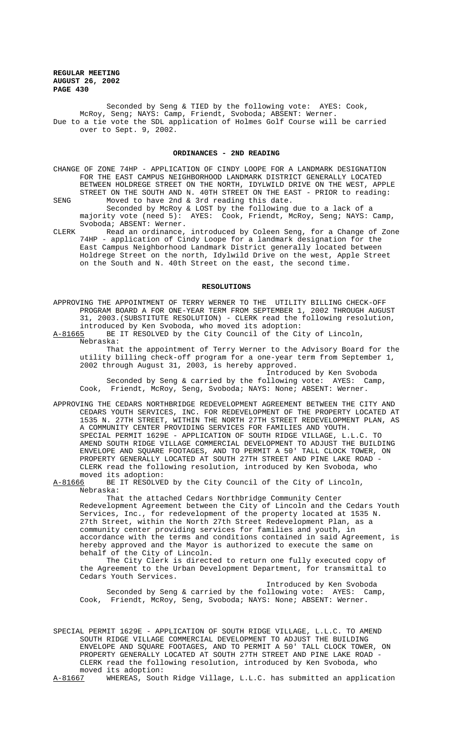Seconded by Seng & TIED by the following vote: AYES: Cook, McRoy, Seng; NAYS: Camp, Friendt, Svoboda; ABSENT: Werner.
Due to a tie vote the SDL application of Holmes Golf Course will be carried over to Sept. 9, 2002.

## ORDINANCES - 2ND READING

CHANGE OF ZONE 74HP - APPLICATION OF CINDY LOOPE FOR A LANDMARK DESIGNATION FOR THE EAST CAMPUS NEIGHBORHOOD LANDMARK DISTRICT GENERALLY LOCATED BETWEEN HOLDREGE STREET ON THE NORTH, IDYLWILD DRIVE ON THE WEST, APPLE STREET ON THE SOUTH AND N. 40TH STREET ON THE EAST - PRIOR to reading:

SENG Moved to have 2nd & 3rd reading this date.
Seconded by McRoy & LOST by the following due to a lack of a majority vote (need 5): AYES: Cook, Friendt, McRoy, Seng; NAYS: Camp, Svoboda; ABSENT: Werner.

CLERK Read an ordinance, introduced by Coleen Seng, for a Change of Zone 74HP - application of Cindy Loope for a landmark designation for the East Campus Neighborhood Landmark District generally located between Holdrege Street on the north, Idylwild Drive on the west, Apple Street on the South and N. 40th Street on the east, the second time.

## RESOLUTIONS

APPROVING THE APPOINTMENT OF TERRY WERNER TO THE UTILITY BILLING CHECK-OFF PROGRAM BOARD A FOR ONE-YEAR TERM FROM SEPTEMBER 1, 2002 THROUGH AUGUST 31, 2003.(SUBSTITUTE RESOLUTION) - CLERK read the following resolution, introduced by Ken Svoboda, who moved its adoption:

A-81665 BE IT RESOLVED by the City Council of the City of Lincoln, Nebraska:

That the appointment of Terry Werner to the Advisory Board for the utility billing check-off program for a one-year term from September 1, 2002 through August 31, 2003, is hereby approved.

Introduced by Ken Svoboda

Seconded by Seng & carried by the following vote: AYES: Camp, Cook, Friendt, McRoy, Seng, Svoboda; NAYS: None; ABSENT: Werner.

APPROVING THE CEDARS NORTHBRIDGE REDEVELOPMENT AGREEMENT BETWEEN THE CITY AND CEDARS YOUTH SERVICES, INC. FOR REDEVELOPMENT OF THE PROPERTY LOCATED AT 1535 N. 27TH STREET, WITHIN THE NORTH 27TH STREET REDEVELOPMENT PLAN, AS A COMMUNITY CENTER PROVIDING SERVICES FOR FAMILIES AND YOUTH. SPECIAL PERMIT 1629E - APPLICATION OF SOUTH RIDGE VILLAGE, L.L.C. TO AMEND SOUTH RIDGE VILLAGE COMMERCIAL DEVELOPMENT TO ADJUST THE BUILDING ENVELOPE AND SQUARE FOOTAGES, AND TO PERMIT A 50' TALL CLOCK TOWER, ON PROPERTY GENERALLY LOCATED AT SOUTH 27TH STREET AND PINE LAKE ROAD - CLERK read the following resolution, introduced by Ken Svoboda, who moved its adoption:

A-81666 BE IT RESOLVED by the City Council of the City of Lincoln, Nebraska:

That the attached Cedars Northbridge Community Center Redevelopment Agreement between the City of Lincoln and the Cedars Youth Services, Inc., for redevelopment of the property located at 1535 N. 27th Street, within the North 27th Street Redevelopment Plan, as a community center providing services for families and youth, in accordance with the terms and conditions contained in said Agreement, is hereby approved and the Mayor is authorized to execute the same on behalf of the City of Lincoln.

The City Clerk is directed to return one fully executed copy of the Agreement to the Urban Development Department, for transmittal to Cedars Youth Services.

Introduced by Ken Svoboda

Seconded by Seng & carried by the following vote: AYES: Camp, Cook, Friendt, McRoy, Seng, Svoboda; NAYS: None; ABSENT: Werner.

SPECIAL PERMIT 1629E - APPLICATION OF SOUTH RIDGE VILLAGE, L.L.C. TO AMEND SOUTH RIDGE VILLAGE COMMERCIAL DEVELOPMENT TO ADJUST THE BUILDING ENVELOPE AND SQUARE FOOTAGES, AND TO PERMIT A 50' TALL CLOCK TOWER, ON PROPERTY GENERALLY LOCATED AT SOUTH 27TH STREET AND PINE LAKE ROAD - CLERK read the following resolution, introduced by Ken Svoboda, who moved its adoption:

A-81667 WHEREAS, South Ridge Village, L.L.C. has submitted an application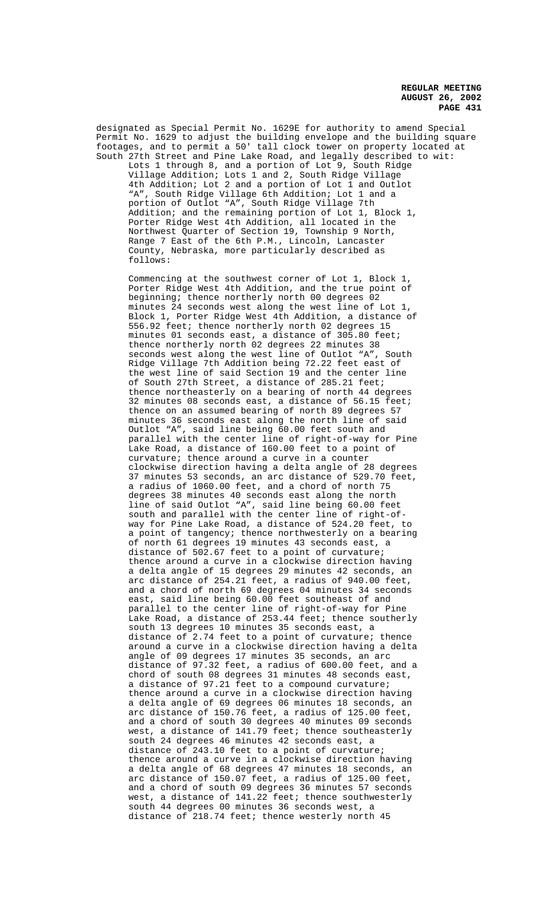designated as Special Permit No. 1629E for authority to amend Special Permit No. 1629 to adjust the building envelope and the building square footages, and to permit a 50' tall clock tower on property located at South 27th Street and Pine Lake Road, and legally described to wit:

Lots 1 through 8, and a portion of Lot 9, South Ridge Village Addition; Lots 1 and 2, South Ridge Village 4th Addition; Lot 2 and a portion of Lot 1 and Outlot "A", South Ridge Village 6th Addition; Lot 1 and a portion of Outlot "A", South Ridge Village 7th Addition; and the remaining portion of Lot 1, Block 1, Porter Ridge West 4th Addition, all located in the Northwest Quarter of Section 19, Township 9 North, Range 7 East of the 6th P.M., Lincoln, Lancaster County, Nebraska, more particularly described as follows:

Commencing at the southwest corner of Lot 1, Block 1, Porter Ridge West 4th Addition, and the true point of beginning; thence northerly north 00 degrees 02 minutes 24 seconds west along the west line of Lot 1, Block 1, Porter Ridge West 4th Addition, a distance of 556.92 feet; thence northerly north 02 degrees 15 minutes 01 seconds east, a distance of 305.80 feet; thence northerly north 02 degrees 22 minutes 38 seconds west along the west line of Outlot "A", South Ridge Village 7th Addition being 72.22 feet east of the west line of said Section 19 and the center line of South 27th Street, a distance of 285.21 feet; thence northeasterly on a bearing of north 44 degrees 32 minutes 08 seconds east, a distance of 56.15 feet; thence on an assumed bearing of north 89 degrees 57 minutes 36 seconds east along the north line of said Outlot "A", said line being 60.00 feet south and parallel with the center line of right-of-way for Pine Lake Road, a distance of 160.00 feet to a point of curvature; thence around a curve in a counter clockwise direction having a delta angle of 28 degrees 37 minutes 53 seconds, an arc distance of 529.70 feet, a radius of 1060.00 feet, and a chord of north 75 degrees 38 minutes 40 seconds east along the north line of said Outlot "A", said line being 60.00 feet south and parallel with the center line of right-of-way for Pine Lake Road, a distance of 524.20 feet, to a point of tangency; thence northwesterly on a bearing of north 61 degrees 19 minutes 43 seconds east, a distance of 502.67 feet to a point of curvature; thence around a curve in a clockwise direction having a delta angle of 15 degrees 29 minutes 42 seconds, an arc distance of 254.21 feet, a radius of 940.00 feet, and a chord of north 69 degrees 04 minutes 34 seconds east, said line being 60.00 feet southeast of and parallel to the center line of right-of-way for Pine Lake Road, a distance of 253.44 feet; thence southerly south 13 degrees 10 minutes 35 seconds east, a distance of 2.74 feet to a point of curvature; thence around a curve in a clockwise direction having a delta angle of 09 degrees 17 minutes 35 seconds, an arc distance of 97.32 feet, a radius of 600.00 feet, and a chord of south 08 degrees 31 minutes 48 seconds east, a distance of 97.21 feet to a compound curvature; thence around a curve in a clockwise direction having a delta angle of 69 degrees 06 minutes 18 seconds, an arc distance of 150.76 feet, a radius of 125.00 feet, and a chord of south 30 degrees 40 minutes 09 seconds west, a distance of 141.79 feet; thence southeasterly south 24 degrees 46 minutes 42 seconds east, a distance of 243.10 feet to a point of curvature; thence around a curve in a clockwise direction having a delta angle of 68 degrees 47 minutes 18 seconds, an arc distance of 150.07 feet, a radius of 125.00 feet, and a chord of south 09 degrees 36 minutes 57 seconds west, a distance of 141.22 feet; thence southwesterly south 44 degrees 00 minutes 36 seconds west, a distance of 218.74 feet; thence westerly north 45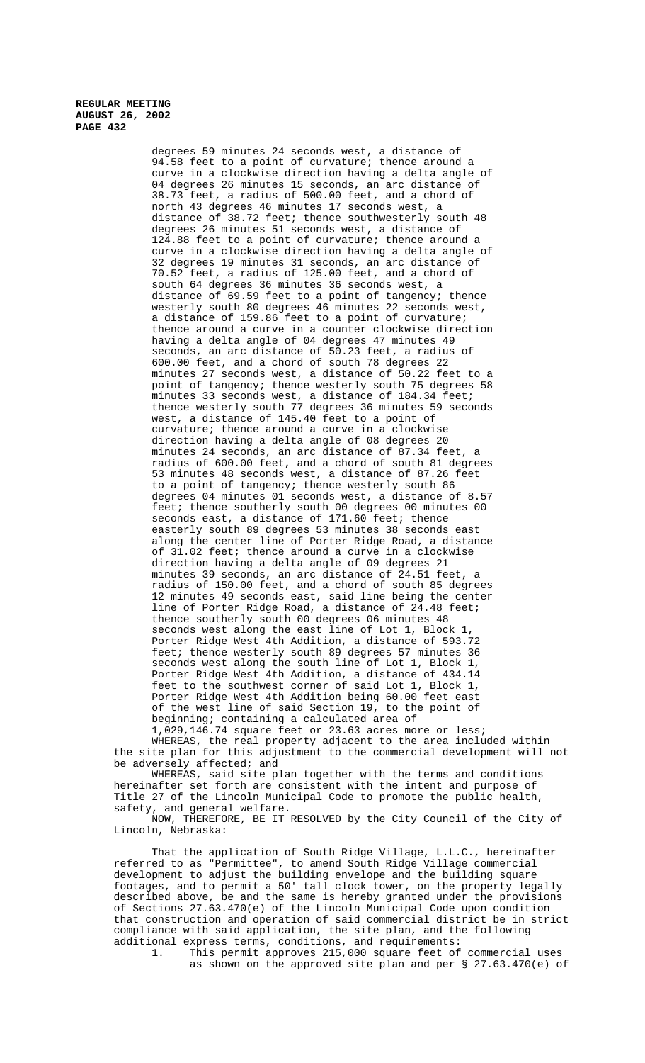degrees 59 minutes 24 seconds west, a distance of 94.58 feet to a point of curvature; thence around a curve in a clockwise direction having a delta angle of 04 degrees 26 minutes 15 seconds, an arc distance of 38.73 feet, a radius of 500.00 feet, and a chord of north 43 degrees 46 minutes 17 seconds west, a distance of 38.72 feet; thence southwesterly south 48 degrees 26 minutes 51 seconds west, a distance of 124.88 feet to a point of curvature; thence around a curve in a clockwise direction having a delta angle of 32 degrees 19 minutes 31 seconds, an arc distance of 70.52 feet, a radius of 125.00 feet, and a chord of south 64 degrees 36 minutes 36 seconds west, a distance of 69.59 feet to a point of tangency; thence westerly south 80 degrees 46 minutes 22 seconds west, a distance of 159.86 feet to a point of curvature; thence around a curve in a counter clockwise direction having a delta angle of 04 degrees 47 minutes 49 seconds, an arc distance of 50.23 feet, a radius of 600.00 feet, and a chord of south 78 degrees 22 minutes 27 seconds west, a distance of 50.22 feet to a point of tangency; thence westerly south 75 degrees 58 minutes 33 seconds west, a distance of 184.34 feet; thence westerly south 77 degrees 36 minutes 59 seconds west, a distance of 145.40 feet to a point of curvature; thence around a curve in a clockwise direction having a delta angle of 08 degrees 20 minutes 24 seconds, an arc distance of 87.34 feet, a radius of 600.00 feet, and a chord of south 81 degrees 53 minutes 48 seconds west, a distance of 87.26 feet to a point of tangency; thence westerly south 86 degrees 04 minutes 01 seconds west, a distance of 8.57 feet; thence southerly south 00 degrees 00 minutes 00 seconds east, a distance of 171.60 feet; thence easterly south 89 degrees 53 minutes 38 seconds east along the center line of Porter Ridge Road, a distance of 31.02 feet; thence around a curve in a clockwise direction having a delta angle of 09 degrees 21 minutes 39 seconds, an arc distance of 24.51 feet, a radius of 150.00 feet, and a chord of south 85 degrees 12 minutes 49 seconds east, said line being the center line of Porter Ridge Road, a distance of 24.48 feet; thence southerly south 00 degrees 06 minutes 48 seconds west along the east line of Lot 1, Block 1, Porter Ridge West 4th Addition, a distance of 593.72 feet; thence westerly south 89 degrees 57 minutes 36 seconds west along the south line of Lot 1, Block 1, Porter Ridge West 4th Addition, a distance of 434.14 feet to the southwest corner of said Lot 1, Block 1, Porter Ridge West 4th Addition being 60.00 feet east of the west line of said Section 19, to the point of beginning; containing a calculated area of 1,029,146.74 square feet or 23.63 acres more or less;

WHEREAS, the real property adjacent to the area included within the site plan for this adjustment to the commercial development will not be adversely affected; and

WHEREAS, said site plan together with the terms and conditions hereinafter set forth are consistent with the intent and purpose of Title 27 of the Lincoln Municipal Code to promote the public health, safety, and general welfare.

NOW, THEREFORE, BE IT RESOLVED by the City Council of the City of Lincoln, Nebraska:

That the application of South Ridge Village, L.L.C., hereinafter referred to as "Permittee", to amend South Ridge Village commercial development to adjust the building envelope and the building square footages, and to permit a 50' tall clock tower, on the property legally described above, be and the same is hereby granted under the provisions of Sections 27.63.470(e) of the Lincoln Municipal Code upon condition that construction and operation of said commercial district be in strict compliance with said application, the site plan, and the following additional express terms, conditions, and requirements:

1. This permit approves 215,000 square feet of commercial uses as shown on the approved site plan and per § 27.63.470(e) of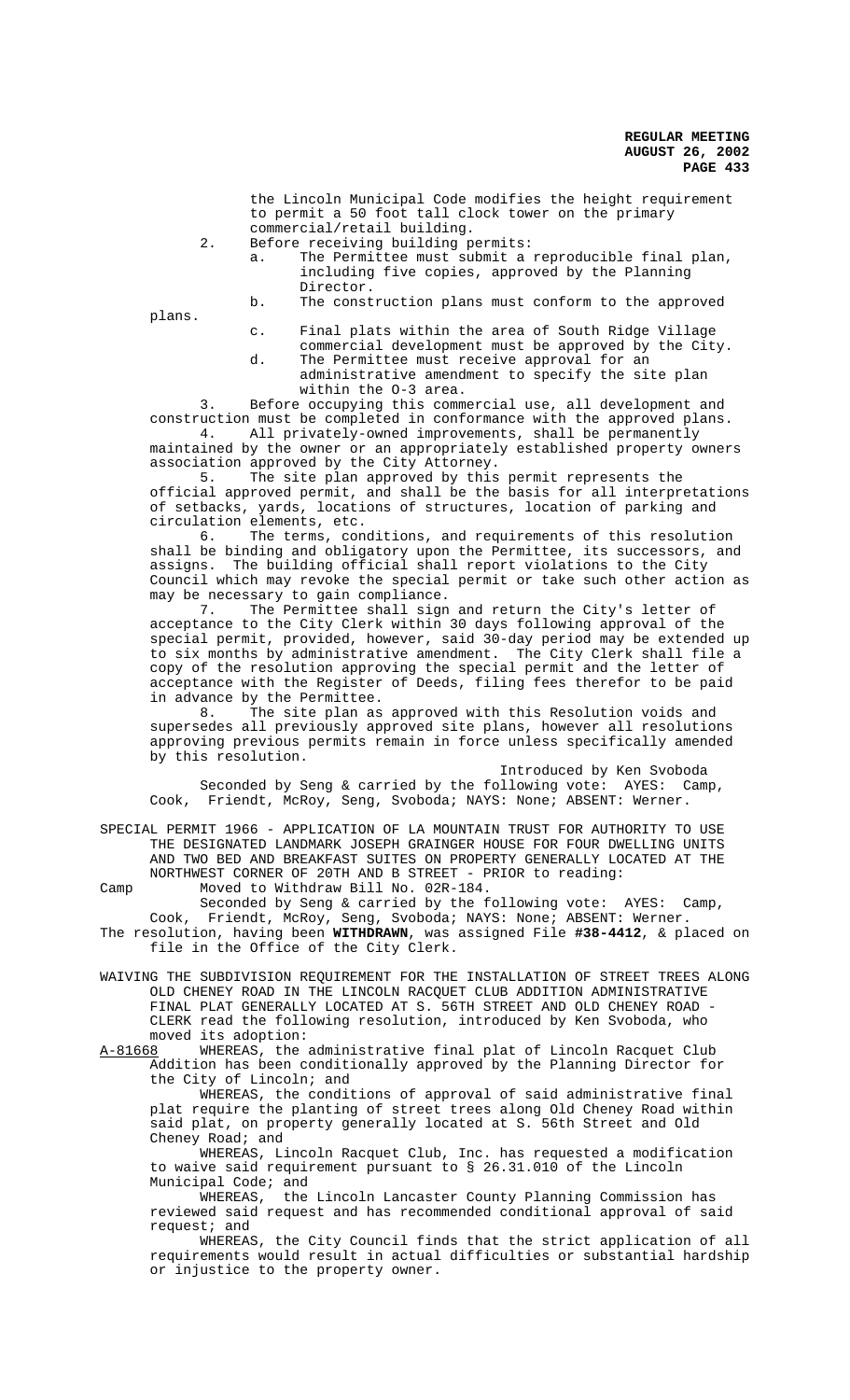the Lincoln Municipal Code modifies the height requirement to permit a 50 foot tall clock tower on the primary commercial/retail building.

2. Before receiving building permits:
   a. The Permittee must submit a reproducible final plan, including five copies, approved by the Planning Director.
   b. The construction plans must conform to the approved plans.
   c. Final plats within the area of South Ridge Village commercial development must be approved by the City.
   d. The Permittee must receive approval for an administrative amendment to specify the site plan within the O-3 area.

3. Before occupying this commercial use, all development and construction must be completed in conformance with the approved plans.

4. All privately-owned improvements, shall be permanently maintained by the owner or an appropriately established property owners association approved by the City Attorney.

5. The site plan approved by this permit represents the official approved permit, and shall be the basis for all interpretations of setbacks, yards, locations of structures, location of parking and circulation elements, etc.

6. The terms, conditions, and requirements of this resolution shall be binding and obligatory upon the Permittee, its successors, and assigns. The building official shall report violations to the City Council which may revoke the special permit or take such other action as may be necessary to gain compliance.

7. The Permittee shall sign and return the City's letter of acceptance to the City Clerk within 30 days following approval of the special permit, provided, however, said 30-day period may be extended up to six months by administrative amendment. The City Clerk shall file a copy of the resolution approving the special permit and the letter of acceptance with the Register of Deeds, filing fees therefor to be paid in advance by the Permittee.

8. The site plan as approved with this Resolution voids and supersedes all previously approved site plans, however all resolutions approving previous permits remain in force unless specifically amended by this resolution.

Introduced by Ken Svoboda

Seconded by Seng & carried by the following vote: AYES: Camp, Cook, Friendt, McRoy, Seng, Svoboda; NAYS: None; ABSENT: Werner.

SPECIAL PERMIT 1966 - APPLICATION OF LA MOUNTAIN TRUST FOR AUTHORITY TO USE THE DESIGNATED LANDMARK JOSEPH GRAINGER HOUSE FOR FOUR DWELLING UNITS AND TWO BED AND BREAKFAST SUITES ON PROPERTY GENERALLY LOCATED AT THE NORTHWEST CORNER OF 20TH AND B STREET - PRIOR to reading:

Camp Moved to Withdraw Bill No. 02R-184.

Seconded by Seng & carried by the following vote: AYES: Camp, Cook, Friendt, McRoy, Seng, Svoboda; NAYS: None; ABSENT: Werner.

The resolution, having been **WITHDRAWN**, was assigned File **#38-4412**, & placed on file in the Office of the City Clerk.

WAIVING THE SUBDIVISION REQUIREMENT FOR THE INSTALLATION OF STREET TREES ALONG OLD CHENEY ROAD IN THE LINCOLN RACQUET CLUB ADDITION ADMINISTRATIVE FINAL PLAT GENERALLY LOCATED AT S. 56TH STREET AND OLD CHENEY ROAD - CLERK read the following resolution, introduced by Ken Svoboda, who moved its adoption:

A-81668 WHEREAS, the administrative final plat of Lincoln Racquet Club Addition has been conditionally approved by the Planning Director for the City of Lincoln; and

WHEREAS, the conditions of approval of said administrative final plat require the planting of street trees along Old Cheney Road within said plat, on property generally located at S. 56th Street and Old Cheney Road; and

WHEREAS, Lincoln Racquet Club, Inc. has requested a modification to waive said requirement pursuant to § 26.31.010 of the Lincoln Municipal Code; and

WHEREAS, the Lincoln Lancaster County Planning Commission has reviewed said request and has recommended conditional approval of said request; and

WHEREAS, the City Council finds that the strict application of all requirements would result in actual difficulties or substantial hardship or injustice to the property owner.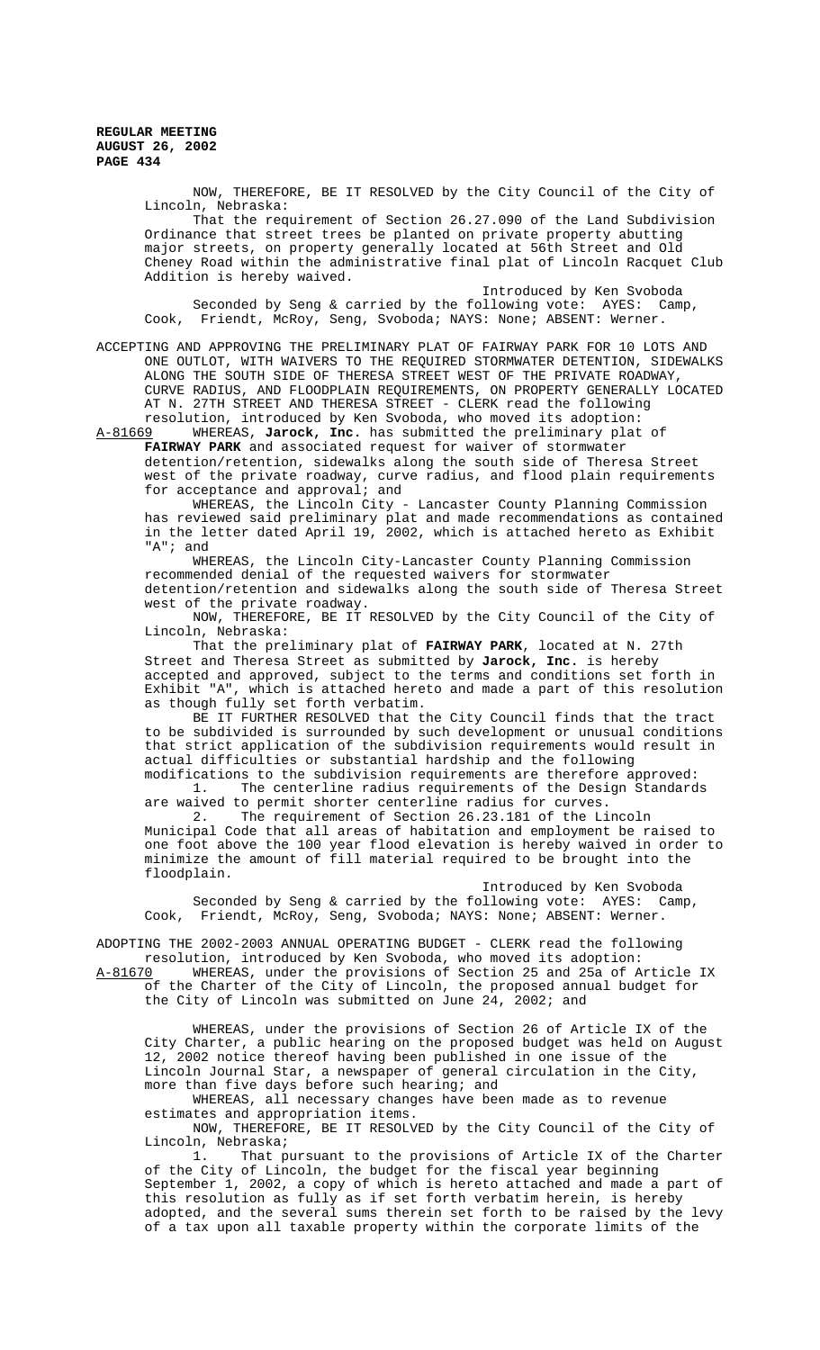NOW, THEREFORE, BE IT RESOLVED by the City Council of the City of Lincoln, Nebraska:

That the requirement of Section 26.27.090 of the Land Subdivision Ordinance that street trees be planted on private property abutting major streets, on property generally located at 56th Street and Old Cheney Road within the administrative final plat of Lincoln Racquet Club Addition is hereby waived.

Introduced by Ken Svoboda

Seconded by Seng & carried by the following vote: AYES: Camp, Cook, Friendt, McRoy, Seng, Svoboda; NAYS: None; ABSENT: Werner.

ACCEPTING AND APPROVING THE PRELIMINARY PLAT OF FAIRWAY PARK FOR 10 LOTS AND ONE OUTLOT, WITH WAIVERS TO THE REQUIRED STORMWATER DETENTION, SIDEWALKS ALONG THE SOUTH SIDE OF THERESA STREET WEST OF THE PRIVATE ROADWAY, CURVE RADIUS, AND FLOODPLAIN REQUIREMENTS, ON PROPERTY GENERALLY LOCATED AT N. 27TH STREET AND THERESA STREET - CLERK read the following resolution, introduced by Ken Svoboda, who moved its adoption:

A-81669 WHEREAS, **Jarock, Inc.** has submitted the preliminary plat of **FAIRWAY PARK** and associated request for waiver of stormwater detention/retention, sidewalks along the south side of Theresa Street west of the private roadway, curve radius, and flood plain requirements for acceptance and approval; and

WHEREAS, the Lincoln City - Lancaster County Planning Commission has reviewed said preliminary plat and made recommendations as contained in the letter dated April 19, 2002, which is attached hereto as Exhibit "A"; and

WHEREAS, the Lincoln City-Lancaster County Planning Commission recommended denial of the requested waivers for stormwater detention/retention and sidewalks along the south side of Theresa Street west of the private roadway.

NOW, THEREFORE, BE IT RESOLVED by the City Council of the City of Lincoln, Nebraska:

That the preliminary plat of **FAIRWAY PARK**, located at N. 27th Street and Theresa Street as submitted by **Jarock, Inc.** is hereby accepted and approved, subject to the terms and conditions set forth in Exhibit "A", which is attached hereto and made a part of this resolution as though fully set forth verbatim.

BE IT FURTHER RESOLVED that the City Council finds that the tract to be subdivided is surrounded by such development or unusual conditions that strict application of the subdivision requirements would result in actual difficulties or substantial hardship and the following modifications to the subdivision requirements are therefore approved:

1. The centerline radius requirements of the Design Standards are waived to permit shorter centerline radius for curves.
2. The requirement of Section 26.23.181 of the Lincoln Municipal Code that all areas of habitation and employment be raised to one foot above the 100 year flood elevation is hereby waived in order to minimize the amount of fill material required to be brought into the floodplain.

Introduced by Ken Svoboda

Seconded by Seng & carried by the following vote: AYES: Camp, Cook, Friendt, McRoy, Seng, Svoboda; NAYS: None; ABSENT: Werner.

ADOPTING THE 2002-2003 ANNUAL OPERATING BUDGET - CLERK read the following resolution, introduced by Ken Svoboda, who moved its adoption:

A-81670 WHEREAS, under the provisions of Section 25 and 25a of Article IX of the Charter of the City of Lincoln, the proposed annual budget for the City of Lincoln was submitted on June 24, 2002; and

WHEREAS, under the provisions of Section 26 of Article IX of the City Charter, a public hearing on the proposed budget was held on August 12, 2002 notice thereof having been published in one issue of the Lincoln Journal Star, a newspaper of general circulation in the City, more than five days before such hearing; and

WHEREAS, all necessary changes have been made as to revenue estimates and appropriation items.

NOW, THEREFORE, BE IT RESOLVED by the City Council of the City of Lincoln, Nebraska;

1. That pursuant to the provisions of Article IX of the Charter of the City of Lincoln, the budget for the fiscal year beginning September 1, 2002, a copy of which is hereto attached and made a part of this resolution as fully as if set forth verbatim herein, is hereby adopted, and the several sums therein set forth to be raised by the levy of a tax upon all taxable property within the corporate limits of the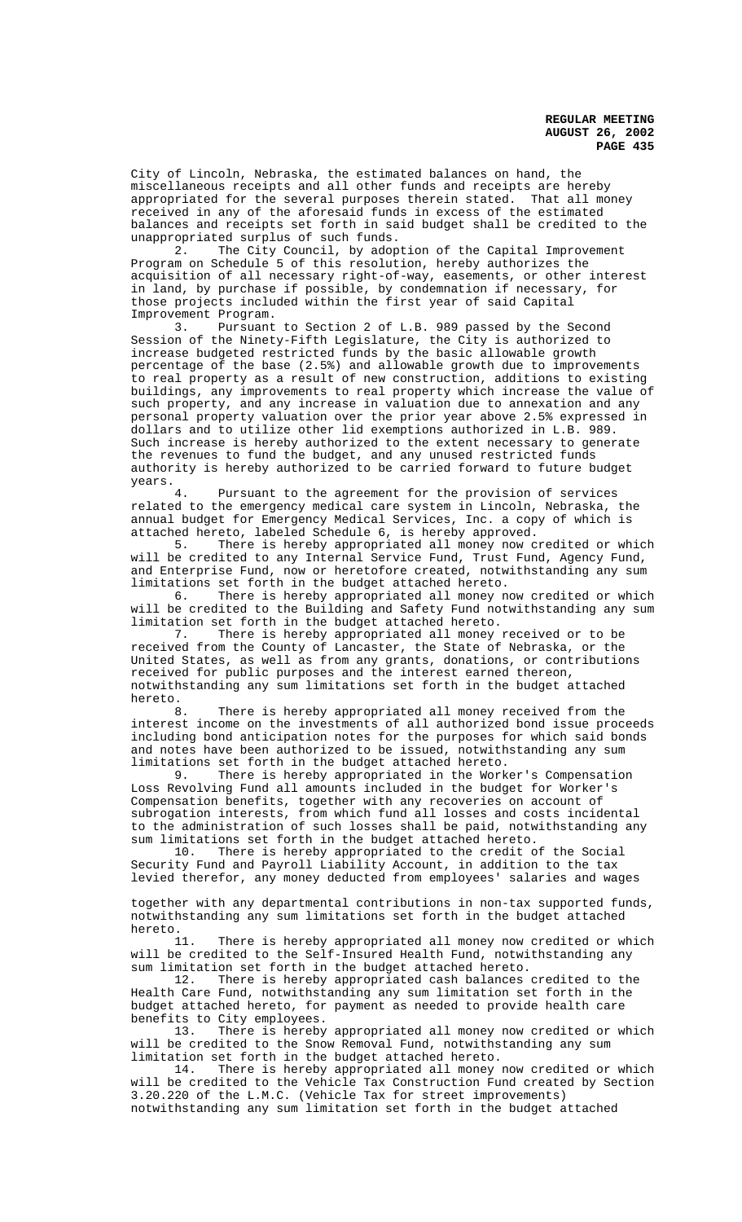City of Lincoln, Nebraska, the estimated balances on hand, the miscellaneous receipts and all other funds and receipts are hereby appropriated for the several purposes therein stated. That all money received in any of the aforesaid funds in excess of the estimated balances and receipts set forth in said budget shall be credited to the unappropriated surplus of such funds.

2. The City Council, by adoption of the Capital Improvement Program on Schedule 5 of this resolution, hereby authorizes the acquisition of all necessary right-of-way, easements, or other interest in land, by purchase if possible, by condemnation if necessary, for those projects included within the first year of said Capital Improvement Program.

3. Pursuant to Section 2 of L.B. 989 passed by the Second Session of the Ninety-Fifth Legislature, the City is authorized to increase budgeted restricted funds by the basic allowable growth percentage of the base (2.5%) and allowable growth due to improvements to real property as a result of new construction, additions to existing buildings, any improvements to real property which increase the value of such property, and any increase in valuation due to annexation and any personal property valuation over the prior year above 2.5% expressed in dollars and to utilize other lid exemptions authorized in L.B. 989. Such increase is hereby authorized to the extent necessary to generate the revenues to fund the budget, and any unused restricted funds authority is hereby authorized to be carried forward to future budget years.

4. Pursuant to the agreement for the provision of services related to the emergency medical care system in Lincoln, Nebraska, the annual budget for Emergency Medical Services, Inc. a copy of which is attached hereto, labeled Schedule 6, is hereby approved.

5. There is hereby appropriated all money now credited or which will be credited to any Internal Service Fund, Trust Fund, Agency Fund, and Enterprise Fund, now or heretofore created, notwithstanding any sum limitations set forth in the budget attached hereto.

6. There is hereby appropriated all money now credited or which will be credited to the Building and Safety Fund notwithstanding any sum limitation set forth in the budget attached hereto.

7. There is hereby appropriated all money received or to be received from the County of Lancaster, the State of Nebraska, or the United States, as well as from any grants, donations, or contributions received for public purposes and the interest earned thereon, notwithstanding any sum limitations set forth in the budget attached hereto.

8. There is hereby appropriated all money received from the interest income on the investments of all authorized bond issue proceeds including bond anticipation notes for the purposes for which said bonds and notes have been authorized to be issued, notwithstanding any sum limitations set forth in the budget attached hereto.

9. There is hereby appropriated in the Worker's Compensation Loss Revolving Fund all amounts included in the budget for Worker's Compensation benefits, together with any recoveries on account of subrogation interests, from which fund all losses and costs incidental to the administration of such losses shall be paid, notwithstanding any sum limitations set forth in the budget attached hereto.

10. There is hereby appropriated to the credit of the Social Security Fund and Payroll Liability Account, in addition to the tax levied therefor, any money deducted from employees' salaries and wages together with any departmental contributions in non-tax supported funds, notwithstanding any sum limitations set forth in the budget attached hereto.

11. There is hereby appropriated all money now credited or which will be credited to the Self-Insured Health Fund, notwithstanding any sum limitation set forth in the budget attached hereto.

12. There is hereby appropriated cash balances credited to the Health Care Fund, notwithstanding any sum limitation set forth in the budget attached hereto, for payment as needed to provide health care benefits to City employees.

13. There is hereby appropriated all money now credited or which will be credited to the Snow Removal Fund, notwithstanding any sum limitation set forth in the budget attached hereto.

14. There is hereby appropriated all money now credited or which will be credited to the Vehicle Tax Construction Fund created by Section 3.20.220 of the L.M.C. (Vehicle Tax for street improvements) notwithstanding any sum limitation set forth in the budget attached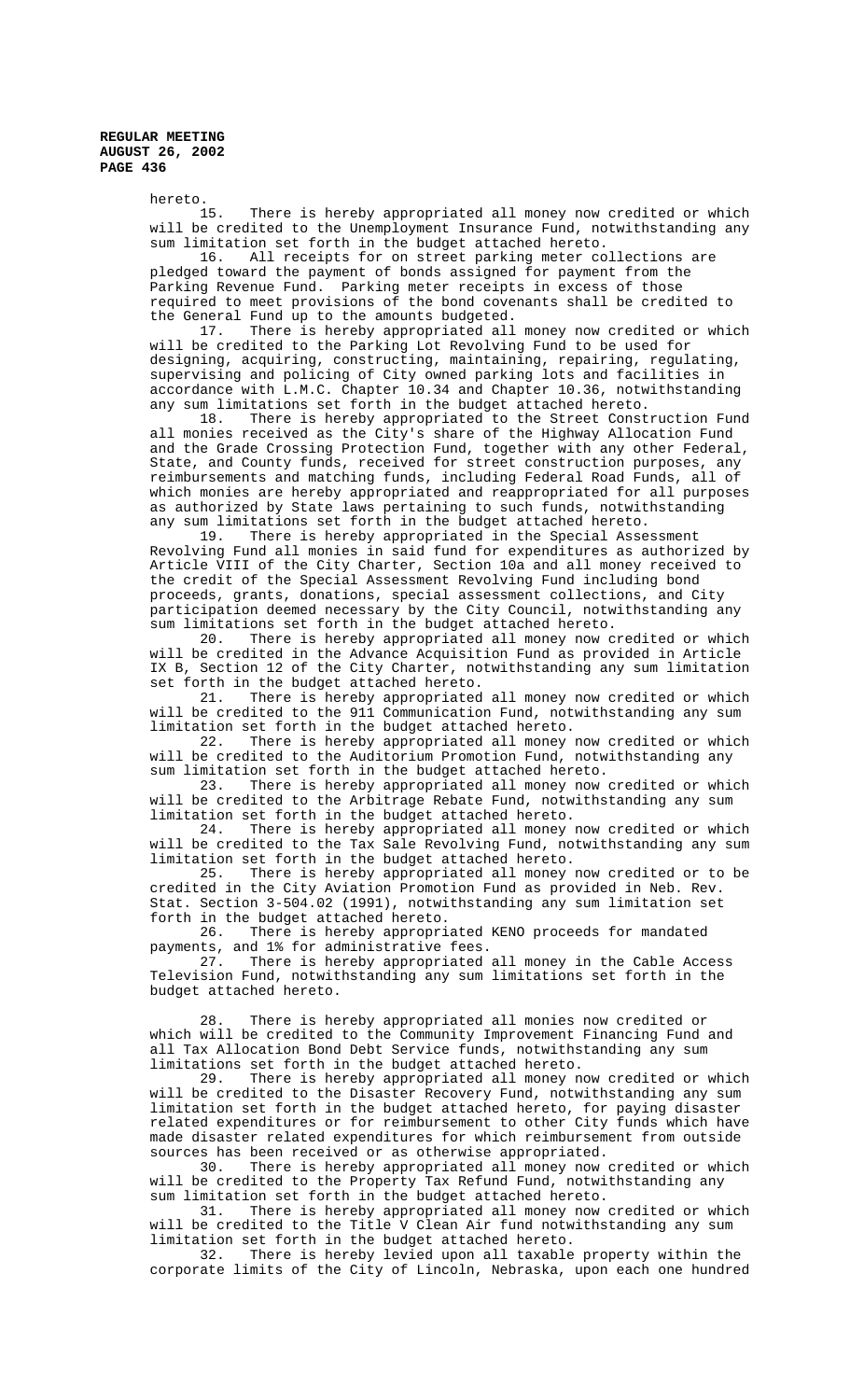hereto.

15. There is hereby appropriated all money now credited or which will be credited to the Unemployment Insurance Fund, notwithstanding any sum limitation set forth in the budget attached hereto.

16. All receipts for on street parking meter collections are pledged toward the payment of bonds assigned for payment from the Parking Revenue Fund. Parking meter receipts in excess of those required to meet provisions of the bond covenants shall be credited to the General Fund up to the amounts budgeted.

17. There is hereby appropriated all money now credited or which will be credited to the Parking Lot Revolving Fund to be used for designing, acquiring, constructing, maintaining, repairing, regulating, supervising and policing of City owned parking lots and facilities in accordance with L.M.C. Chapter 10.34 and Chapter 10.36, notwithstanding any sum limitations set forth in the budget attached hereto.

18. There is hereby appropriated to the Street Construction Fund all monies received as the City's share of the Highway Allocation Fund and the Grade Crossing Protection Fund, together with any other Federal, State, and County funds, received for street construction purposes, any reimbursements and matching funds, including Federal Road Funds, all of which monies are hereby appropriated and reappropriated for all purposes as authorized by State laws pertaining to such funds, notwithstanding any sum limitations set forth in the budget attached hereto.

19. There is hereby appropriated in the Special Assessment Revolving Fund all monies in said fund for expenditures as authorized by Article VIII of the City Charter, Section 10a and all money received to the credit of the Special Assessment Revolving Fund including bond proceeds, grants, donations, special assessment collections, and City participation deemed necessary by the City Council, notwithstanding any sum limitations set forth in the budget attached hereto.

20. There is hereby appropriated all money now credited or which will be credited in the Advance Acquisition Fund as provided in Article IX B, Section 12 of the City Charter, notwithstanding any sum limitation set forth in the budget attached hereto.

21. There is hereby appropriated all money now credited or which will be credited to the 911 Communication Fund, notwithstanding any sum limitation set forth in the budget attached hereto.

22. There is hereby appropriated all money now credited or which will be credited to the Auditorium Promotion Fund, notwithstanding any sum limitation set forth in the budget attached hereto.

23. There is hereby appropriated all money now credited or which will be credited to the Arbitrage Rebate Fund, notwithstanding any sum limitation set forth in the budget attached hereto.

24. There is hereby appropriated all money now credited or which will be credited to the Tax Sale Revolving Fund, notwithstanding any sum limitation set forth in the budget attached hereto.

25. There is hereby appropriated all money now credited or to be credited in the City Aviation Promotion Fund as provided in Neb. Rev. Stat. Section 3-504.02 (1991), notwithstanding any sum limitation set forth in the budget attached hereto.

26. There is hereby appropriated KENO proceeds for mandated payments, and 1% for administrative fees.

27. There is hereby appropriated all money in the Cable Access Television Fund, notwithstanding any sum limitations set forth in the budget attached hereto.

28. There is hereby appropriated all monies now credited or which will be credited to the Community Improvement Financing Fund and all Tax Allocation Bond Debt Service funds, notwithstanding any sum limitations set forth in the budget attached hereto.

29. There is hereby appropriated all money now credited or which will be credited to the Disaster Recovery Fund, notwithstanding any sum limitation set forth in the budget attached hereto, for paying disaster related expenditures or for reimbursement to other City funds which have made disaster related expenditures for which reimbursement from outside sources has been received or as otherwise appropriated.

30. There is hereby appropriated all money now credited or which will be credited to the Property Tax Refund Fund, notwithstanding any sum limitation set forth in the budget attached hereto.

31. There is hereby appropriated all money now credited or which will be credited to the Title V Clean Air fund notwithstanding any sum limitation set forth in the budget attached hereto.

32. There is hereby levied upon all taxable property within the corporate limits of the City of Lincoln, Nebraska, upon each one hundred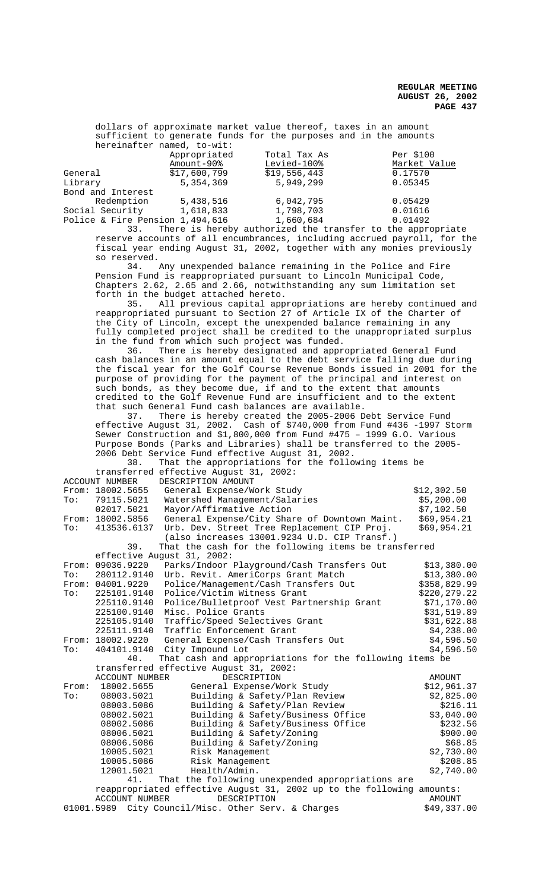dollars of approximate market value thereof, taxes in an amount sufficient to generate funds for the purposes and in the amounts hereinafter named, to-wit:

| | Appropriated Amount-90% | Total Tax As Levied-100% | Per $100 Market Value |
|---|---|---|---|
| General | $17,600,799 | $19,556,443 | 0.17570 |
| Library | 5,354,369 | 5,949,299 | 0.05345 |
| Bond and Interest Redemption | 5,438,516 | 6,042,795 | 0.05429 |
| Social Security | 1,618,833 | 1,798,703 | 0.01616 |
| Police & Fire Pension | 1,494,616 | 1,660,684 | 0.01492 |

33. There is hereby authorized the transfer to the appropriate reserve accounts of all encumbrances, including accrued payroll, for the fiscal year ending August 31, 2002, together with any monies previously so reserved.

34. Any unexpended balance remaining in the Police and Fire Pension Fund is reappropriated pursuant to Lincoln Municipal Code, Chapters 2.62, 2.65 and 2.66, notwithstanding any sum limitation set forth in the budget attached hereto.

35. All previous capital appropriations are hereby continued and reappropriated pursuant to Section 27 of Article IX of the Charter of the City of Lincoln, except the unexpended balance remaining in any fully completed project shall be credited to the unappropriated surplus in the fund from which such project was funded.

36. There is hereby designated and appropriated General Fund cash balances in an amount equal to the debt service falling due during the fiscal year for the Golf Course Revenue Bonds issued in 2001 for the purpose of providing for the payment of the principal and interest on such bonds, as they become due, if and to the extent that amounts credited to the Golf Revenue Fund are insufficient and to the extent that such General Fund cash balances are available.

37. There is hereby created the 2005-2006 Debt Service Fund effective August 31, 2002. Cash of $740,000 from Fund #436 -1997 Storm Sewer Construction and $1,800,000 from Fund #475 – 1999 G.O. Various Purpose Bonds (Parks and Libraries) shall be transferred to the 2005-2006 Debt Service Fund effective August 31, 2002.

38. That the appropriations for the following items be transferred effective August 31, 2002:

| | ACCOUNT NUMBER | DESCRIPTION AMOUNT | |
|---|---|---|---|
| From: | 18002.5655 | General Expense/Work Study | $12,302.50 |
| To: | 79115.5021 | Watershed Management/Salaries | $5,200.00 |
| | 02017.5021 | Mayor/Affirmative Action | $7,102.50 |
| From: | 18002.5856 | General Expense/City Share of Downtown Maint. | $69,954.21 |
| To: | 413536.6137 | Urb. Dev. Street Tree Replacement CIP Proj. (also increases 13001.9234 U.D. CIP Transf.) | $69,954.21 |

39. That the cash for the following items be transferred effective August 31, 2002:

| | | | |
|---|---|---|---|
| From: | 09036.9220 | Parks/Indoor Playground/Cash Transfers Out | $13,380.00 |
| To: | 280112.9140 | Urb. Revit. AmeriCorps Grant Match | $13,380.00 |
| From: | 04001.9220 | Police/Management/Cash Transfers Out | $358,829.99 |
| To: | 225101.9140 | Police/Victim Witness Grant | $220,279.22 |
| | 225110.9140 | Police/Bulletproof Vest Partnership Grant | $71,170.00 |
| | 225100.9140 | Misc. Police Grants | $31,519.89 |
| | 225105.9140 | Traffic/Speed Selectives Grant | $31,622.88 |
| | 225111.9140 | Traffic Enforcement Grant | $4,238.00 |
| From: | 18002.9220 | General Expense/Cash Transfers Out | $4,596.50 |
| To: | 404101.9140 | City Impound Lot | $4,596.50 |

40. That cash and appropriations for the following items be transferred effective August 31, 2002:

| | ACCOUNT NUMBER | DESCRIPTION | AMOUNT |
|---|---|---|---|
| From: | 18002.5655 | General Expense/Work Study | $12,961.37 |
| To: | 08003.5021 | Building & Safety/Plan Review | $2,825.00 |
| | 08003.5086 | Building & Safety/Plan Review | $216.11 |
| | 08002.5021 | Building & Safety/Business Office | $3,040.00 |
| | 08002.5086 | Building & Safety/Business Office | $232.56 |
| | 08006.5021 | Building & Safety/Zoning | $900.00 |
| | 08006.5086 | Building & Safety/Zoning | $68.85 |
| | 10005.5021 | Risk Management | $2,730.00 |
| | 10005.5086 | Risk Management | $208.85 |
| | 12001.5021 | Health/Admin. | $2,740.00 |

41. That the following unexpended appropriations are reappropriated effective August 31, 2002 up to the following amounts:

| ACCOUNT NUMBER | DESCRIPTION | AMOUNT |
|---|---|---|
| 01001.5989 | City Council/Misc. Other Serv. & Charges | $49,337.00 |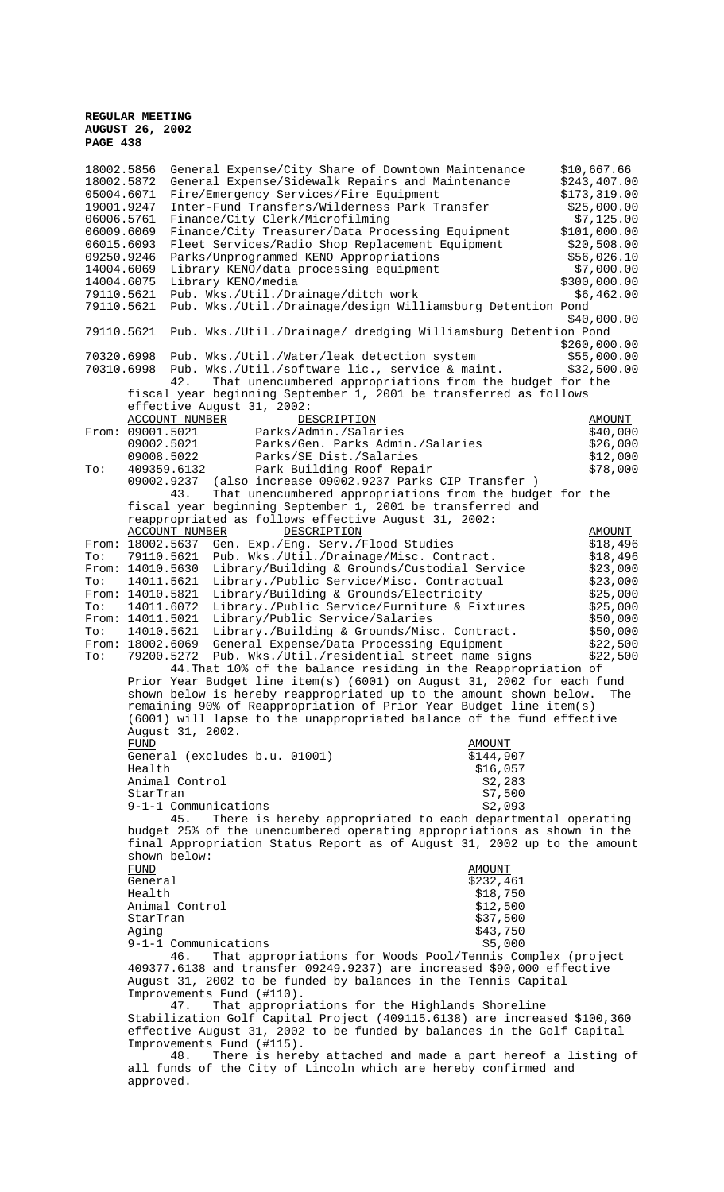| | | |
|---|---|---|
| 18002.5856 | General Expense/City Share of Downtown Maintenance | $10,667.66 |
| 18002.5872 | General Expense/Sidewalk Repairs and Maintenance | $243,407.00 |
| 05004.6071 | Fire/Emergency Services/Fire Equipment | $173,319.00 |
| 19001.9247 | Inter-Fund Transfers/Wilderness Park Transfer | $25,000.00 |
| 06006.5761 | Finance/City Clerk/Microfilming | $7,125.00 |
| 06009.6069 | Finance/City Treasurer/Data Processing Equipment | $101,000.00 |
| 06015.6093 | Fleet Services/Radio Shop Replacement Equipment | $20,508.00 |
| 09250.9246 | Parks/Unprogrammed KENO Appropriations | $56,026.10 |
| 14004.6069 | Library KENO/data processing equipment | $7,000.00 |
| 14004.6075 | Library KENO/media | $300,000.00 |
| 79110.5621 | Pub. Wks./Util./Drainage/ditch work | $6,462.00 |
| 79110.5621 | Pub. Wks./Util./Drainage/design Williamsburg Detention Pond | $40,000.00 |
| 79110.5621 | Pub. Wks./Util./Drainage/ dredging Williamsburg Detention Pond | $260,000.00 |
| 70320.6998 | Pub. Wks./Util./Water/leak detection system | $55,000.00 |
| 70310.6998 | Pub. Wks./Util./software lic., service & maint. | $32,500.00 |

42. That unencumbered appropriations from the budget for the fiscal year beginning September 1, 2001 be transferred as follows effective August 31, 2002:

| | ACCOUNT NUMBER | DESCRIPTION | AMOUNT |
|---|---|---|---|
| From: | 09001.5021 | Parks/Admin./Salaries | $40,000 |
| | 09002.5021 | Parks/Gen. Parks Admin./Salaries | $26,000 |
| | 09008.5022 | Parks/SE Dist./Salaries | $12,000 |
| To: | 409359.6132 | Park Building Roof Repair | $78,000 |
| | 09002.9237 | (also increase 09002.9237 Parks CIP Transfer ) | |

43. That unencumbered appropriations from the budget for the fiscal year beginning September 1, 2001 be transferred and reappropriated as follows effective August 31, 2002:

| | ACCOUNT NUMBER | DESCRIPTION | AMOUNT |
|---|---|---|---|
| From: | 18002.5637 | Gen. Exp./Eng. Serv./Flood Studies | $18,496 |
| To: | 79110.5621 | Pub. Wks./Util./Drainage/Misc. Contract. | $18,496 |
| From: | 14010.5630 | Library/Building & Grounds/Custodial Service | $23,000 |
| To: | 14011.5621 | Library./Public Service/Misc. Contractual | $23,000 |
| From: | 14010.5821 | Library/Building & Grounds/Electricity | $25,000 |
| To: | 14011.6072 | Library./Public Service/Furniture & Fixtures | $25,000 |
| From: | 14011.5021 | Library/Public Service/Salaries | $50,000 |
| To: | 14010.5621 | Library./Building & Grounds/Misc. Contract. | $50,000 |
| From: | 18002.6069 | General Expense/Data Processing Equipment | $22,500 |
| To: | 79200.5272 | Pub. Wks./Util./residential street name signs | $22,500 |

44. That 10% of the balance residing in the Reappropriation of Prior Year Budget line item(s) (6001) on August 31, 2002 for each fund shown below is hereby reappropriated up to the amount shown below. The remaining 90% of Reappropriation of Prior Year Budget line item(s) (6001) will lapse to the unappropriated balance of the fund effective August 31, 2002.

| FUND | AMOUNT |
|---|---|
| General (excludes b.u. 01001) | $144,907 |
| Health | $16,057 |
| Animal Control | $2,283 |
| StarTran | $7,500 |
| 9-1-1 Communications | $2,093 |

45. There is hereby appropriated to each departmental operating budget 25% of the unencumbered operating appropriations as shown in the final Appropriation Status Report as of August 31, 2002 up to the amount shown below:

| FUND | AMOUNT |
|---|---|
| General | $232,461 |
| Health | $18,750 |
| Animal Control | $12,500 |
| StarTran | $37,500 |
| Aging | $43,750 |
| 9-1-1 Communications | $5,000 |

46. That appropriations for Woods Pool/Tennis Complex (project 409377.6138 and transfer 09249.9237) are increased $90,000 effective August 31, 2002 to be funded by balances in the Tennis Capital Improvements Fund (#110).

47. That appropriations for the Highlands Shoreline Stabilization Golf Capital Project (409115.6138) are increased $100,360 effective August 31, 2002 to be funded by balances in the Golf Capital Improvements Fund (#115).

48. There is hereby attached and made a part hereof a listing of all funds of the City of Lincoln which are hereby confirmed and approved.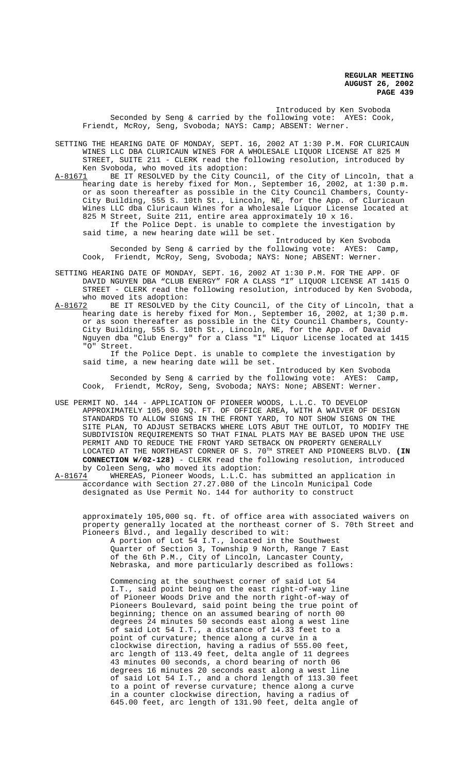Introduced by Ken Svoboda

Seconded by Seng & carried by the following vote: AYES: Cook, Friendt, McRoy, Seng, Svoboda; NAYS: Camp; ABSENT: Werner.

SETTING THE HEARING DATE OF MONDAY, SEPT. 16, 2002 AT 1:30 P.M. FOR CLURICAUN WINES LLC DBA CLURICAUN WINES FOR A WHOLESALE LIQUOR LICENSE AT 825 M STREET, SUITE 211 - CLERK read the following resolution, introduced by Ken Svoboda, who moved its adoption:

A-81671 BE IT RESOLVED by the City Council, of the City of Lincoln, that a hearing date is hereby fixed for Mon., September 16, 2002, at 1:30 p.m. or as soon thereafter as possible in the City Council Chambers, County-City Building, 555 S. 10th St., Lincoln, NE, for the App. of Cluricaun Wines LLC dba Cluricaun Wines for a Wholesale Liquor License located at 825 M Street, Suite 211, entire area approximately 10 x 16.

If the Police Dept. is unable to complete the investigation by said time, a new hearing date will be set.

Introduced by Ken Svoboda

Seconded by Seng & carried by the following vote: AYES: Camp, Cook, Friendt, McRoy, Seng, Svoboda; NAYS: None; ABSENT: Werner.

SETTING HEARING DATE OF MONDAY, SEPT. 16, 2002 AT 1:30 P.M. FOR THE APP. OF DAVID NGUYEN DBA "CLUB ENERGY" FOR A CLASS "I" LIQUOR LICENSE AT 1415 O STREET - CLERK read the following resolution, introduced by Ken Svoboda, who moved its adoption:

A-81672 BE IT RESOLVED by the City Council, of the City of Lincoln, that a hearing date is hereby fixed for Mon., September 16, 2002, at 1;30 p.m. or as soon thereafter as possible in the City Council Chambers, County-City Building, 555 S. 10th St., Lincoln, NE, for the App. of Davaid Nguyen dba "Club Energy" for a Class "I" Liquor License located at 1415 "O" Street.

If the Police Dept. is unable to complete the investigation by said time, a new hearing date will be set.

Introduced by Ken Svoboda

Seconded by Seng & carried by the following vote: AYES: Camp, Cook, Friendt, McRoy, Seng, Svoboda; NAYS: None; ABSENT: Werner.

USE PERMIT NO. 144 - APPLICATION OF PIONEER WOODS, L.L.C. TO DEVELOP APPROXIMATELY 105,000 SQ. FT. OF OFFICE AREA, WITH A WAIVER OF DESIGN STANDARDS TO ALLOW SIGNS IN THE FRONT YARD, TO NOT SHOW SIGNS ON THE SITE PLAN, TO ADJUST SETBACKS WHERE LOTS ABUT THE OUTLOT, TO MODIFY THE SUBDIVISION REQUIREMENTS SO THAT FINAL PLATS MAY BE BASED UPON THE USE PERMIT AND TO REDUCE THE FRONT YARD SETBACK ON PROPERTY GENERALLY LOCATED AT THE NORTHEAST CORNER OF S. 70TH STREET AND PIONEERS BLVD. **(IN CONNECTION W/02-128)** - CLERK read the following resolution, introduced by Coleen Seng, who moved its adoption:

A-81674 WHEREAS, Pioneer Woods, L.L.C. has submitted an application in accordance with Section 27.27.080 of the Lincoln Municipal Code designated as Use Permit No. 144 for authority to construct approximately 105,000 sq. ft. of office area with associated waivers on property generally located at the northeast corner of S. 70th Street and Pioneers Blvd., and legally described to wit:

A portion of Lot 54 I.T., located in the Southwest Quarter of Section 3, Township 9 North, Range 7 East of the 6th P.M., City of Lincoln, Lancaster County, Nebraska, and more particularly described as follows:

Commencing at the southwest corner of said Lot 54 I.T., said point being on the east right-of-way line of Pioneer Woods Drive and the north right-of-way of Pioneers Boulevard, said point being the true point of beginning; thence on an assumed bearing of north 00 degrees 24 minutes 50 seconds east along a west line of said Lot 54 I.T., a distance of 14.33 feet to a point of curvature; thence along a curve in a clockwise direction, having a radius of 555.00 feet, arc length of 113.49 feet, delta angle of 11 degrees 43 minutes 00 seconds, a chord bearing of north 06 degrees 16 minutes 20 seconds east along a west line of said Lot 54 I.T., and a chord length of 113.30 feet to a point of reverse curvature; thence along a curve in a counter clockwise direction, having a radius of 645.00 feet, arc length of 131.90 feet, delta angle of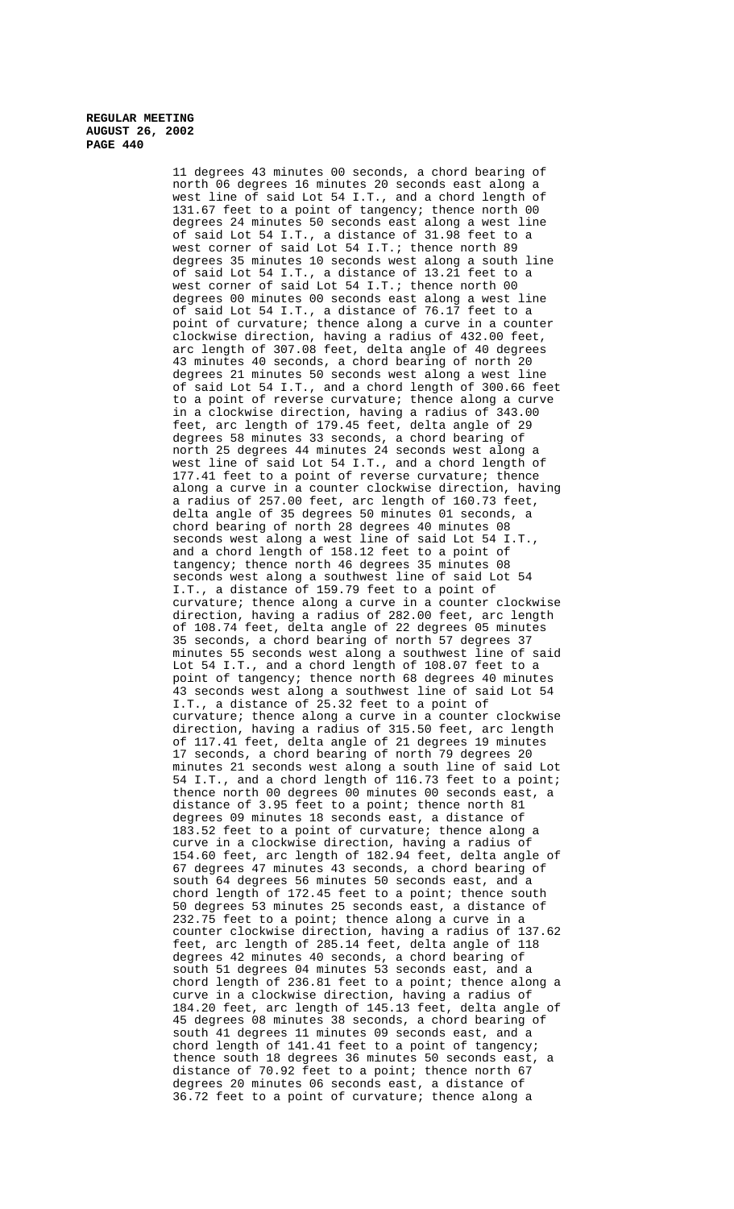11 degrees 43 minutes 00 seconds, a chord bearing of north 06 degrees 16 minutes 20 seconds east along a west line of said Lot 54 I.T., and a chord length of 131.67 feet to a point of tangency; thence north 00 degrees 24 minutes 50 seconds east along a west line of said Lot 54 I.T., a distance of 31.98 feet to a west corner of said Lot 54 I.T.; thence north 89 degrees 35 minutes 10 seconds west along a south line of said Lot 54 I.T., a distance of 13.21 feet to a west corner of said Lot 54 I.T.; thence north 00 degrees 00 minutes 00 seconds east along a west line of said Lot 54 I.T., a distance of 76.17 feet to a point of curvature; thence along a curve in a counter clockwise direction, having a radius of 432.00 feet, arc length of 307.08 feet, delta angle of 40 degrees 43 minutes 40 seconds, a chord bearing of north 20 degrees 21 minutes 50 seconds west along a west line of said Lot 54 I.T., and a chord length of 300.66 feet to a point of reverse curvature; thence along a curve in a clockwise direction, having a radius of 343.00 feet, arc length of 179.45 feet, delta angle of 29 degrees 58 minutes 33 seconds, a chord bearing of north 25 degrees 44 minutes 24 seconds west along a west line of said Lot 54 I.T., and a chord length of 177.41 feet to a point of reverse curvature; thence along a curve in a counter clockwise direction, having a radius of 257.00 feet, arc length of 160.73 feet, delta angle of 35 degrees 50 minutes 01 seconds, a chord bearing of north 28 degrees 40 minutes 08 seconds west along a west line of said Lot 54 I.T., and a chord length of 158.12 feet to a point of tangency; thence north 46 degrees 35 minutes 08 seconds west along a southwest line of said Lot 54 I.T., a distance of 159.79 feet to a point of curvature; thence along a curve in a counter clockwise direction, having a radius of 282.00 feet, arc length of 108.74 feet, delta angle of 22 degrees 05 minutes 35 seconds, a chord bearing of north 57 degrees 37 minutes 55 seconds west along a southwest line of said Lot 54 I.T., and a chord length of 108.07 feet to a point of tangency; thence north 68 degrees 40 minutes 43 seconds west along a southwest line of said Lot 54 I.T., a distance of 25.32 feet to a point of curvature; thence along a curve in a counter clockwise direction, having a radius of 315.50 feet, arc length of 117.41 feet, delta angle of 21 degrees 19 minutes 17 seconds, a chord bearing of north 79 degrees 20 minutes 21 seconds west along a south line of said Lot 54 I.T., and a chord length of 116.73 feet to a point; thence north 00 degrees 00 minutes 00 seconds east, a distance of 3.95 feet to a point; thence north 81 degrees 09 minutes 18 seconds east, a distance of 183.52 feet to a point of curvature; thence along a curve in a clockwise direction, having a radius of 154.60 feet, arc length of 182.94 feet, delta angle of 67 degrees 47 minutes 43 seconds, a chord bearing of south 64 degrees 56 minutes 50 seconds east, and a chord length of 172.45 feet to a point; thence south 50 degrees 53 minutes 25 seconds east, a distance of 232.75 feet to a point; thence along a curve in a counter clockwise direction, having a radius of 137.62 feet, arc length of 285.14 feet, delta angle of 118 degrees 42 minutes 40 seconds, a chord bearing of south 51 degrees 04 minutes 53 seconds east, and a chord length of 236.81 feet to a point; thence along a curve in a clockwise direction, having a radius of 184.20 feet, arc length of 145.13 feet, delta angle of 45 degrees 08 minutes 38 seconds, a chord bearing of south 41 degrees 11 minutes 09 seconds east, and a chord length of 141.41 feet to a point of tangency; thence south 18 degrees 36 minutes 50 seconds east, a distance of 70.92 feet to a point; thence north 67 degrees 20 minutes 06 seconds east, a distance of 36.72 feet to a point of curvature; thence along a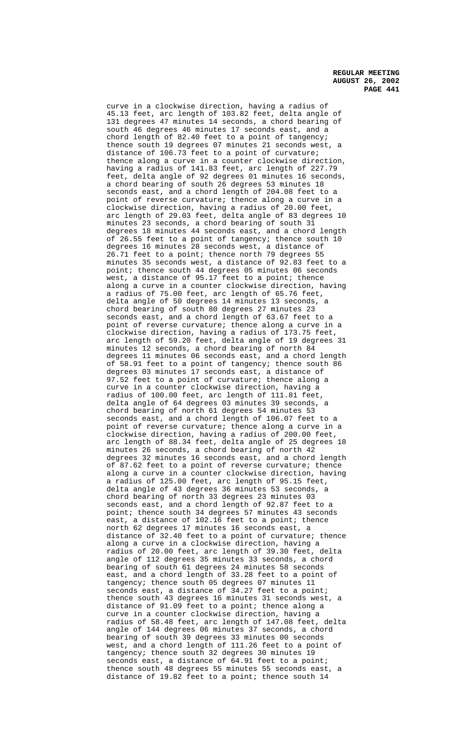curve in a clockwise direction, having a radius of 45.13 feet, arc length of 103.82 feet, delta angle of 131 degrees 47 minutes 14 seconds, a chord bearing of south 46 degrees 46 minutes 17 seconds east, and a chord length of 82.40 feet to a point of tangency; thence south 19 degrees 07 minutes 21 seconds west, a distance of 106.73 feet to a point of curvature; thence along a curve in a counter clockwise direction, having a radius of 141.83 feet, arc length of 227.79 feet, delta angle of 92 degrees 01 minutes 16 seconds, a chord bearing of south 26 degrees 53 minutes 18 seconds east, and a chord length of 204.08 feet to a point of reverse curvature; thence along a curve in a clockwise direction, having a radius of 20.00 feet, arc length of 29.03 feet, delta angle of 83 degrees 10 minutes 23 seconds, a chord bearing of south 31 degrees 18 minutes 44 seconds east, and a chord length of 26.55 feet to a point of tangency; thence south 10 degrees 16 minutes 28 seconds west, a distance of 26.71 feet to a point; thence north 79 degrees 55 minutes 35 seconds west, a distance of 92.83 feet to a point; thence south 44 degrees 05 minutes 06 seconds west, a distance of 95.17 feet to a point; thence along a curve in a counter clockwise direction, having a radius of 75.00 feet, arc length of 65.76 feet, delta angle of 50 degrees 14 minutes 13 seconds, a chord bearing of south 80 degrees 27 minutes 23 seconds east, and a chord length of 63.67 feet to a point of reverse curvature; thence along a curve in a clockwise direction, having a radius of 173.75 feet, arc length of 59.20 feet, delta angle of 19 degrees 31 minutes 12 seconds, a chord bearing of north 84 degrees 11 minutes 06 seconds east, and a chord length of 58.91 feet to a point of tangency; thence south 86 degrees 03 minutes 17 seconds east, a distance of 97.52 feet to a point of curvature; thence along a curve in a counter clockwise direction, having a radius of 100.00 feet, arc length of 111.81 feet, delta angle of 64 degrees 03 minutes 39 seconds, a chord bearing of north 61 degrees 54 minutes 53 seconds east, and a chord length of 106.07 feet to a point of reverse curvature; thence along a curve in a clockwise direction, having a radius of 200.00 feet, arc length of 88.34 feet, delta angle of 25 degrees 18 minutes 26 seconds, a chord bearing of north 42 degrees 32 minutes 16 seconds east, and a chord length of 87.62 feet to a point of reverse curvature; thence along a curve in a counter clockwise direction, having a radius of 125.00 feet, arc length of 95.15 feet, delta angle of 43 degrees 36 minutes 53 seconds, a chord bearing of north 33 degrees 23 minutes 03 seconds east, and a chord length of 92.87 feet to a point; thence south 34 degrees 57 minutes 43 seconds east, a distance of 102.16 feet to a point; thence north 62 degrees 17 minutes 16 seconds east, a distance of 32.40 feet to a point of curvature; thence along a curve in a clockwise direction, having a radius of 20.00 feet, arc length of 39.30 feet, delta angle of 112 degrees 35 minutes 33 seconds, a chord bearing of south 61 degrees 24 minutes 58 seconds east, and a chord length of 33.28 feet to a point of tangency; thence south 05 degrees 07 minutes 11 seconds east, a distance of 34.27 feet to a point; thence south 43 degrees 16 minutes 31 seconds west, a distance of 91.09 feet to a point; thence along a curve in a counter clockwise direction, having a radius of 58.48 feet, arc length of 147.08 feet, delta angle of 144 degrees 06 minutes 37 seconds, a chord bearing of south 39 degrees 33 minutes 00 seconds west, and a chord length of 111.26 feet to a point of tangency; thence south 32 degrees 30 minutes 19 seconds east, a distance of 64.91 feet to a point; thence south 48 degrees 55 minutes 55 seconds east, a distance of 19.82 feet to a point; thence south 14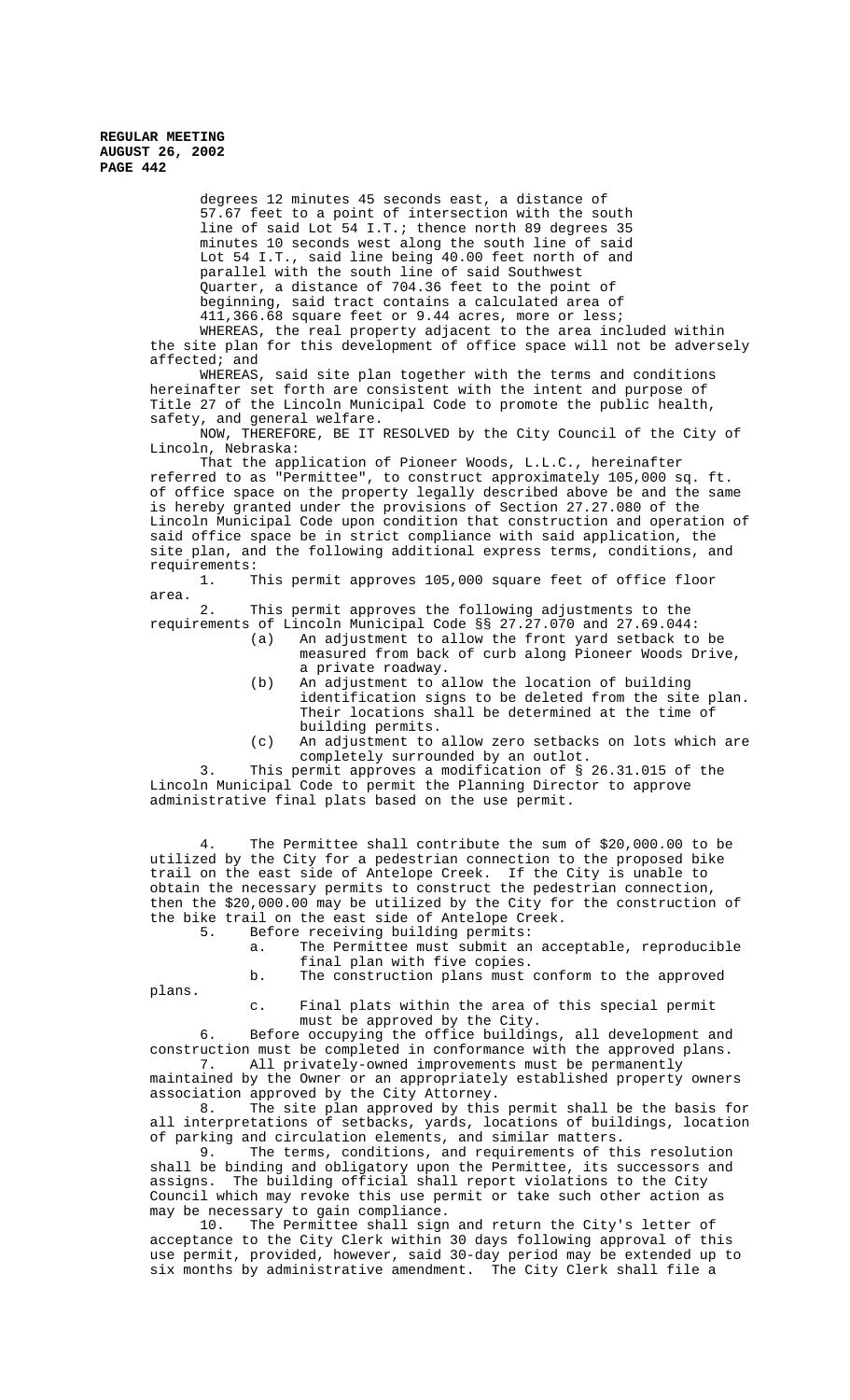degrees 12 minutes 45 seconds east, a distance of 57.67 feet to a point of intersection with the south line of said Lot 54 I.T.; thence north 89 degrees 35 minutes 10 seconds west along the south line of said Lot 54 I.T., said line being 40.00 feet north of and parallel with the south line of said Southwest Quarter, a distance of 704.36 feet to the point of beginning, said tract contains a calculated area of 411,366.68 square feet or 9.44 acres, more or less;

WHEREAS, the real property adjacent to the area included within the site plan for this development of office space will not be adversely affected; and

WHEREAS, said site plan together with the terms and conditions hereinafter set forth are consistent with the intent and purpose of Title 27 of the Lincoln Municipal Code to promote the public health, safety, and general welfare.

NOW, THEREFORE, BE IT RESOLVED by the City Council of the City of Lincoln, Nebraska:

That the application of Pioneer Woods, L.L.C., hereinafter referred to as "Permittee", to construct approximately 105,000 sq. ft. of office space on the property legally described above be and the same is hereby granted under the provisions of Section 27.27.080 of the Lincoln Municipal Code upon condition that construction and operation of said office space be in strict compliance with said application, the site plan, and the following additional express terms, conditions, and requirements:

1. This permit approves 105,000 square feet of office floor area.

2. This permit approves the following adjustments to the requirements of Lincoln Municipal Code §§ 27.27.070 and 27.69.044:
   - (a) An adjustment to allow the front yard setback to be measured from back of curb along Pioneer Woods Drive, a private roadway.
   - (b) An adjustment to allow the location of building identification signs to be deleted from the site plan. Their locations shall be determined at the time of building permits.
   - (c) An adjustment to allow zero setbacks on lots which are completely surrounded by an outlot.

3. This permit approves a modification of § 26.31.015 of the Lincoln Municipal Code to permit the Planning Director to approve administrative final plats based on the use permit.

4. The Permittee shall contribute the sum of $20,000.00 to be utilized by the City for a pedestrian connection to the proposed bike trail on the east side of Antelope Creek. If the City is unable to obtain the necessary permits to construct the pedestrian connection, then the $20,000.00 may be utilized by the City for the construction of the bike trail on the east side of Antelope Creek.

5. Before receiving building permits:
   - a. The Permittee must submit an acceptable, reproducible final plan with five copies.
   - b. The construction plans must conform to the approved plans.
   - c. Final plats within the area of this special permit must be approved by the City.

6. Before occupying the office buildings, all development and construction must be completed in conformance with the approved plans.

7. All privately-owned improvements must be permanently maintained by the Owner or an appropriately established property owners association approved by the City Attorney.

8. The site plan approved by this permit shall be the basis for all interpretations of setbacks, yards, locations of buildings, location of parking and circulation elements, and similar matters.

9. The terms, conditions, and requirements of this resolution shall be binding and obligatory upon the Permittee, its successors and assigns. The building official shall report violations to the City Council which may revoke this use permit or take such other action as may be necessary to gain compliance.

10. The Permittee shall sign and return the City's letter of acceptance to the City Clerk within 30 days following approval of this use permit, provided, however, said 30-day period may be extended up to six months by administrative amendment. The City Clerk shall file a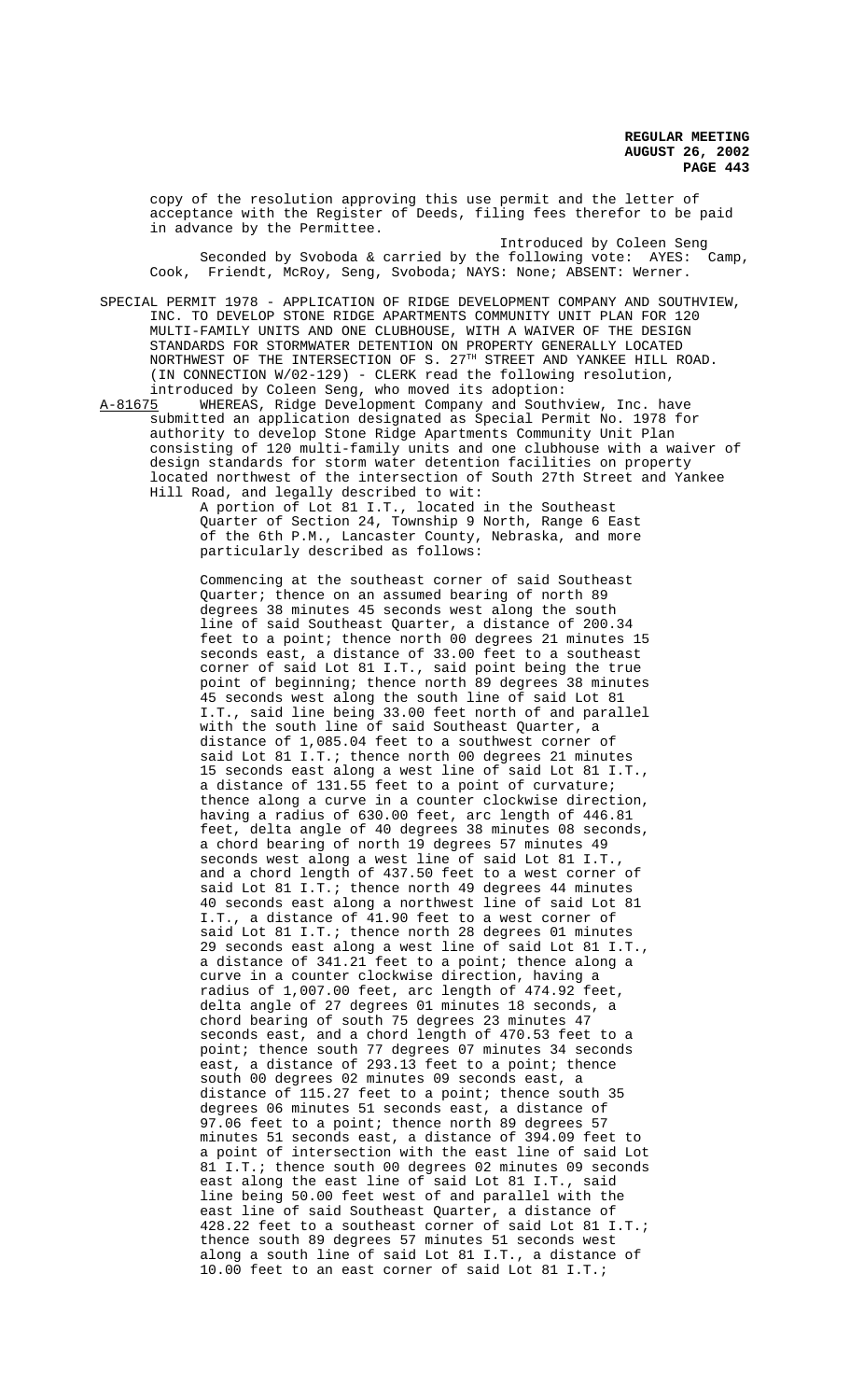copy of the resolution approving this use permit and the letter of acceptance with the Register of Deeds, filing fees therefor to be paid in advance by the Permittee.

Introduced by Coleen Seng

Seconded by Svoboda & carried by the following vote: AYES: Camp, Cook, Friendt, McRoy, Seng, Svoboda; NAYS: None; ABSENT: Werner.

SPECIAL PERMIT 1978 - APPLICATION OF RIDGE DEVELOPMENT COMPANY AND SOUTHVIEW, INC. TO DEVELOP STONE RIDGE APARTMENTS COMMUNITY UNIT PLAN FOR 120 MULTI-FAMILY UNITS AND ONE CLUBHOUSE, WITH A WAIVER OF THE DESIGN STANDARDS FOR STORMWATER DETENTION ON PROPERTY GENERALLY LOCATED NORTHWEST OF THE INTERSECTION OF S. 27TH STREET AND YANKEE HILL ROAD. (IN CONNECTION W/02-129) - CLERK read the following resolution, introduced by Coleen Seng, who moved its adoption:

A-81675 WHEREAS, Ridge Development Company and Southview, Inc. have submitted an application designated as Special Permit No. 1978 for authority to develop Stone Ridge Apartments Community Unit Plan consisting of 120 multi-family units and one clubhouse with a waiver of design standards for storm water detention facilities on property located northwest of the intersection of South 27th Street and Yankee Hill Road, and legally described to wit:

A portion of Lot 81 I.T., located in the Southeast Quarter of Section 24, Township 9 North, Range 6 East of the 6th P.M., Lancaster County, Nebraska, and more particularly described as follows:

Commencing at the southeast corner of said Southeast Quarter; thence on an assumed bearing of north 89 degrees 38 minutes 45 seconds west along the south line of said Southeast Quarter, a distance of 200.34 feet to a point; thence north 00 degrees 21 minutes 15 seconds east, a distance of 33.00 feet to a southeast corner of said Lot 81 I.T., said point being the true point of beginning; thence north 89 degrees 38 minutes 45 seconds west along the south line of said Lot 81 I.T., said line being 33.00 feet north of and parallel with the south line of said Southeast Quarter, a distance of 1,085.04 feet to a southwest corner of said Lot 81 I.T.; thence north 00 degrees 21 minutes 15 seconds east along a west line of said Lot 81 I.T., a distance of 131.55 feet to a point of curvature; thence along a curve in a counter clockwise direction, having a radius of 630.00 feet, arc length of 446.81 feet, delta angle of 40 degrees 38 minutes 08 seconds, a chord bearing of north 19 degrees 57 minutes 49 seconds west along a west line of said Lot 81 I.T., and a chord length of 437.50 feet to a west corner of said Lot 81 I.T.; thence north 49 degrees 44 minutes 40 seconds east along a northwest line of said Lot 81 I.T., a distance of 41.90 feet to a west corner of said Lot 81 I.T.; thence north 28 degrees 01 minutes 29 seconds east along a west line of said Lot 81 I.T., a distance of 341.21 feet to a point; thence along a curve in a counter clockwise direction, having a radius of 1,007.00 feet, arc length of 474.92 feet, delta angle of 27 degrees 01 minutes 18 seconds, a chord bearing of south 75 degrees 23 minutes 47 seconds east, and a chord length of 470.53 feet to a point; thence south 77 degrees 07 minutes 34 seconds east, a distance of 293.13 feet to a point; thence south 00 degrees 02 minutes 09 seconds east, a distance of 115.27 feet to a point; thence south 35 degrees 06 minutes 51 seconds east, a distance of 97.06 feet to a point; thence north 89 degrees 57 minutes 51 seconds east, a distance of 394.09 feet to a point of intersection with the east line of said Lot 81 I.T.; thence south 00 degrees 02 minutes 09 seconds east along the east line of said Lot 81 I.T., said line being 50.00 feet west of and parallel with the east line of said Southeast Quarter, a distance of 428.22 feet to a southeast corner of said Lot 81 I.T.; thence south 89 degrees 57 minutes 51 seconds west along a south line of said Lot 81 I.T., a distance of 10.00 feet to an east corner of said Lot 81 I.T.;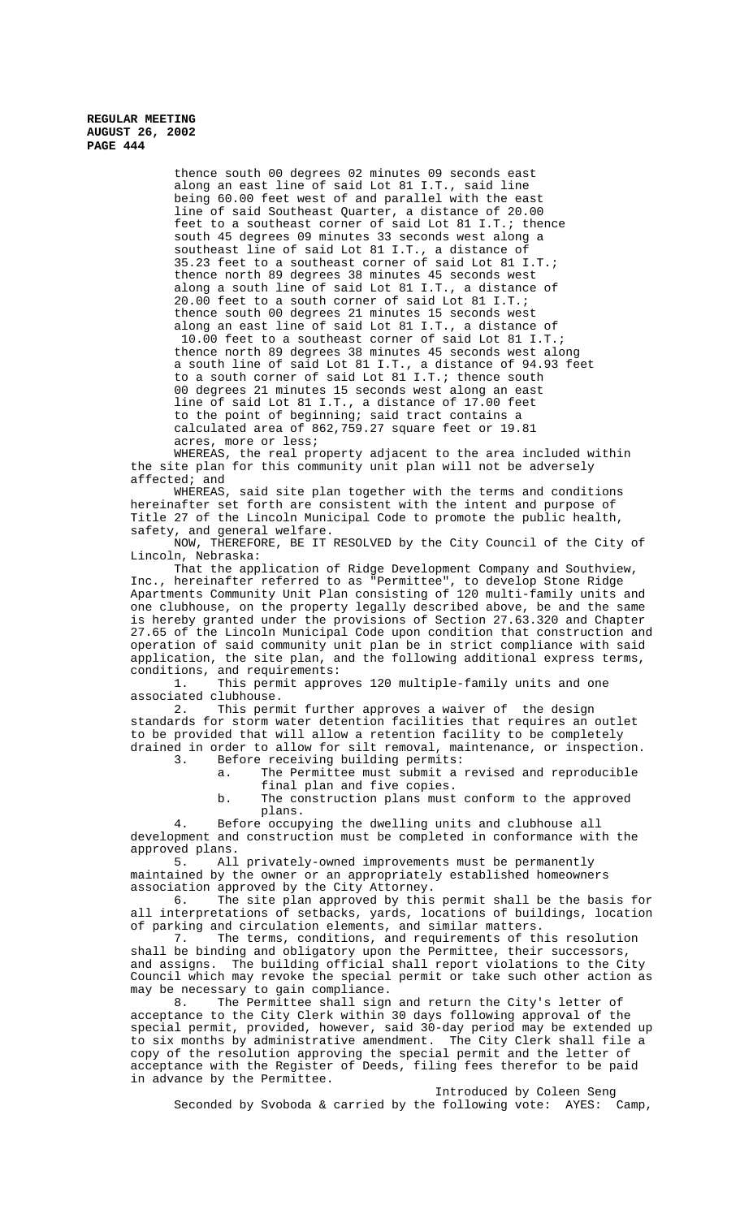thence south 00 degrees 02 minutes 09 seconds east along an east line of said Lot 81 I.T., said line being 60.00 feet west of and parallel with the east line of said Southeast Quarter, a distance of 20.00 feet to a southeast corner of said Lot 81 I.T.; thence south 45 degrees 09 minutes 33 seconds west along a southeast line of said Lot 81 I.T., a distance of 35.23 feet to a southeast corner of said Lot 81 I.T.; thence north 89 degrees 38 minutes 45 seconds west along a south line of said Lot 81 I.T., a distance of 20.00 feet to a south corner of said Lot 81 I.T.; thence south 00 degrees 21 minutes 15 seconds west along an east line of said Lot 81 I.T., a distance of 10.00 feet to a southeast corner of said Lot 81 I.T.; thence north 89 degrees 38 minutes 45 seconds west along a south line of said Lot 81 I.T., a distance of 94.93 feet to a south corner of said Lot 81 I.T.; thence south 00 degrees 21 minutes 15 seconds west along an east line of said Lot 81 I.T., a distance of 17.00 feet to the point of beginning; said tract contains a calculated area of 862,759.27 square feet or 19.81 acres, more or less;

WHEREAS, the real property adjacent to the area included within the site plan for this community unit plan will not be adversely affected; and

WHEREAS, said site plan together with the terms and conditions hereinafter set forth are consistent with the intent and purpose of Title 27 of the Lincoln Municipal Code to promote the public health, safety, and general welfare.

NOW, THEREFORE, BE IT RESOLVED by the City Council of the City of Lincoln, Nebraska:

That the application of Ridge Development Company and Southview, Inc., hereinafter referred to as "Permittee", to develop Stone Ridge Apartments Community Unit Plan consisting of 120 multi-family units and one clubhouse, on the property legally described above, be and the same is hereby granted under the provisions of Section 27.63.320 and Chapter 27.65 of the Lincoln Municipal Code upon condition that construction and operation of said community unit plan be in strict compliance with said application, the site plan, and the following additional express terms, conditions, and requirements:

1. This permit approves 120 multiple-family units and one associated clubhouse.
2. This permit further approves a waiver of the design standards for storm water detention facilities that requires an outlet to be provided that will allow a retention facility to be completely drained in order to allow for silt removal, maintenance, or inspection.
3. Before receiving building permits:
   a. The Permittee must submit a revised and reproducible final plan and five copies.
   b. The construction plans must conform to the approved plans.
4. Before occupying the dwelling units and clubhouse all development and construction must be completed in conformance with the approved plans.
5. All privately-owned improvements must be permanently maintained by the owner or an appropriately established homeowners association approved by the City Attorney.
6. The site plan approved by this permit shall be the basis for all interpretations of setbacks, yards, locations of buildings, location of parking and circulation elements, and similar matters.
7. The terms, conditions, and requirements of this resolution shall be binding and obligatory upon the Permittee, their successors, and assigns. The building official shall report violations to the City Council which may revoke the special permit or take such other action as may be necessary to gain compliance.
8. The Permittee shall sign and return the City's letter of acceptance to the City Clerk within 30 days following approval of the special permit, provided, however, said 30-day period may be extended up to six months by administrative amendment. The City Clerk shall file a copy of the resolution approving the special permit and the letter of acceptance with the Register of Deeds, filing fees therefor to be paid in advance by the Permittee.

Introduced by Coleen Seng

Seconded by Svoboda & carried by the following vote: AYES: Camp,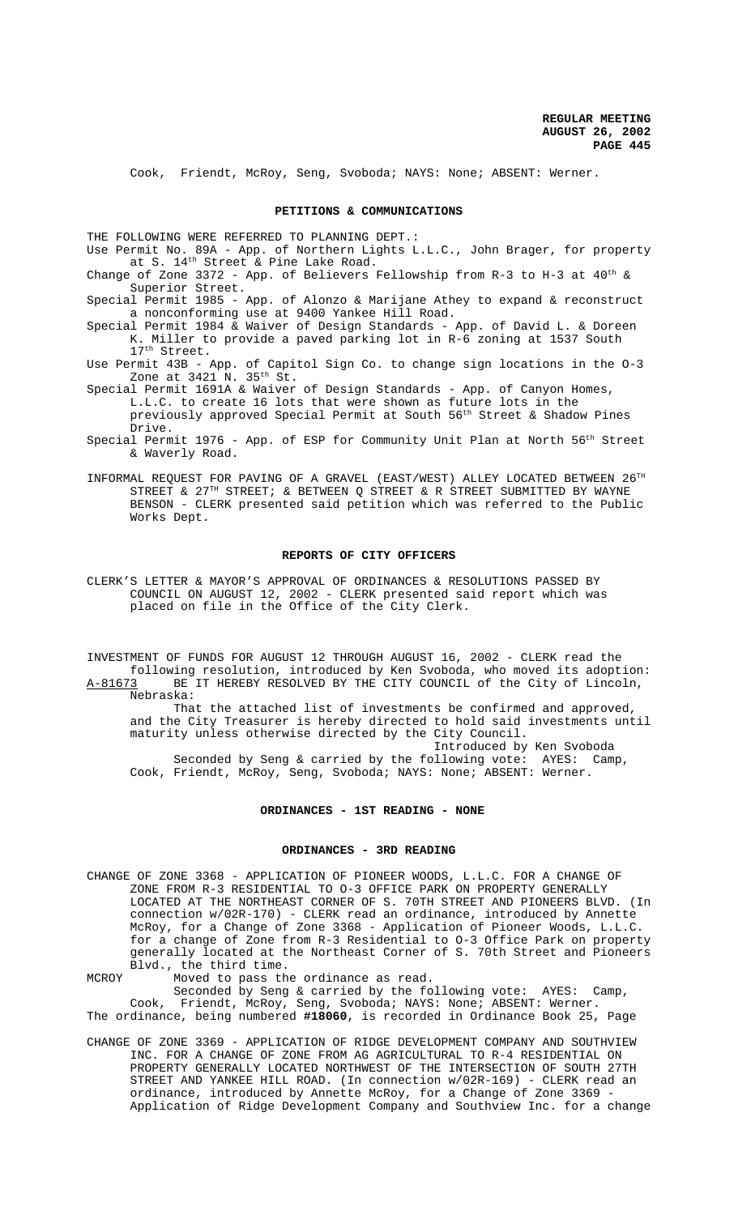Cook, Friendt, McRoy, Seng, Svoboda; NAYS: None; ABSENT: Werner.

## PETITIONS & COMMUNICATIONS

THE FOLLOWING WERE REFERRED TO PLANNING DEPT.:

Use Permit No. 89A - App. of Northern Lights L.L.C., John Brager, for property at S. 14th Street & Pine Lake Road.

Change of Zone 3372 - App. of Believers Fellowship from R-3 to H-3 at 40th & Superior Street.

Special Permit 1985 - App. of Alonzo & Marijane Athey to expand & reconstruct a nonconforming use at 9400 Yankee Hill Road.

Special Permit 1984 & Waiver of Design Standards - App. of David L. & Doreen K. Miller to provide a paved parking lot in R-6 zoning at 1537 South 17th Street.

Use Permit 43B - App. of Capitol Sign Co. to change sign locations in the O-3 Zone at 3421 N. 35th St.

Special Permit 1691A & Waiver of Design Standards - App. of Canyon Homes, L.L.C. to create 16 lots that were shown as future lots in the previously approved Special Permit at South 56th Street & Shadow Pines Drive.

Special Permit 1976 - App. of ESP for Community Unit Plan at North 56th Street & Waverly Road.

INFORMAL REQUEST FOR PAVING OF A GRAVEL (EAST/WEST) ALLEY LOCATED BETWEEN 26TH STREET & 27TH STREET; & BETWEEN Q STREET & R STREET SUBMITTED BY WAYNE BENSON - CLERK presented said petition which was referred to the Public Works Dept.

## REPORTS OF CITY OFFICERS

CLERK'S LETTER & MAYOR'S APPROVAL OF ORDINANCES & RESOLUTIONS PASSED BY COUNCIL ON AUGUST 12, 2002 - CLERK presented said report which was placed on file in the Office of the City Clerk.

INVESTMENT OF FUNDS FOR AUGUST 12 THROUGH AUGUST 16, 2002 - CLERK read the following resolution, introduced by Ken Svoboda, who moved its adoption:

A-81673 BE IT HEREBY RESOLVED BY THE CITY COUNCIL of the City of Lincoln, Nebraska:

That the attached list of investments be confirmed and approved, and the City Treasurer is hereby directed to hold said investments until maturity unless otherwise directed by the City Council.

Introduced by Ken Svoboda

Seconded by Seng & carried by the following vote: AYES: Camp, Cook, Friendt, McRoy, Seng, Svoboda; NAYS: None; ABSENT: Werner.

## ORDINANCES - 1ST READING - NONE

## ORDINANCES - 3RD READING

CHANGE OF ZONE 3368 - APPLICATION OF PIONEER WOODS, L.L.C. FOR A CHANGE OF ZONE FROM R-3 RESIDENTIAL TO O-3 OFFICE PARK ON PROPERTY GENERALLY LOCATED AT THE NORTHEAST CORNER OF S. 70TH STREET AND PIONEERS BLVD. (In connection w/02R-170) - CLERK read an ordinance, introduced by Annette McRoy, for a Change of Zone 3368 - Application of Pioneer Woods, L.L.C. for a change of Zone from R-3 Residential to O-3 Office Park on property generally located at the Northeast Corner of S. 70th Street and Pioneers Blvd., the third time.

MCROY Moved to pass the ordinance as read.

Seconded by Seng & carried by the following vote: AYES: Camp, Cook, Friendt, McRoy, Seng, Svoboda; NAYS: None; ABSENT: Werner.

The ordinance, being numbered **#18060**, is recorded in Ordinance Book 25, Page

CHANGE OF ZONE 3369 - APPLICATION OF RIDGE DEVELOPMENT COMPANY AND SOUTHVIEW INC. FOR A CHANGE OF ZONE FROM AG AGRICULTURAL TO R-4 RESIDENTIAL ON PROPERTY GENERALLY LOCATED NORTHWEST OF THE INTERSECTION OF SOUTH 27TH STREET AND YANKEE HILL ROAD. (In connection w/02R-169) - CLERK read an ordinance, introduced by Annette McRoy, for a Change of Zone 3369 - Application of Ridge Development Company and Southview Inc. for a change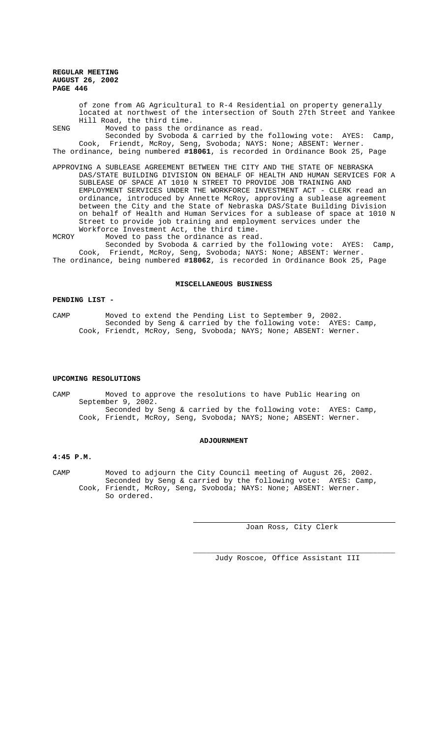of zone from AG Agricultural to R-4 Residential on property generally located at northwest of the intersection of South 27th Street and Yankee Hill Road, the third time.

SENG Moved to pass the ordinance as read.
Seconded by Svoboda & carried by the following vote: AYES: Camp, Cook, Friendt, McRoy, Seng, Svoboda; NAYS: None; ABSENT: Werner.
The ordinance, being numbered **#18061**, is recorded in Ordinance Book 25, Page

APPROVING A SUBLEASE AGREEMENT BETWEEN THE CITY AND THE STATE OF NEBRASKA DAS/STATE BUILDING DIVISION ON BEHALF OF HEALTH AND HUMAN SERVICES FOR A SUBLEASE OF SPACE AT 1010 N STREET TO PROVIDE JOB TRAINING AND EMPLOYMENT SERVICES UNDER THE WORKFORCE INVESTMENT ACT - CLERK read an ordinance, introduced by Annette McRoy, approving a sublease agreement between the City and the State of Nebraska DAS/State Building Division on behalf of Health and Human Services for a sublease of space at 1010 N Street to provide job training and employment services under the Workforce Investment Act, the third time.

MCROY Moved to pass the ordinance as read.
Seconded by Svoboda & carried by the following vote: AYES: Camp, Cook, Friendt, McRoy, Seng, Svoboda; NAYS: None; ABSENT: Werner.
The ordinance, being numbered **#18062**, is recorded in Ordinance Book 25, Page

## MISCELLANEOUS BUSINESS

**PENDING LIST -**

CAMP Moved to extend the Pending List to September 9, 2002.
Seconded by Seng & carried by the following vote: AYES: Camp, Cook, Friendt, McRoy, Seng, Svoboda; NAYS; None; ABSENT: Werner.

**UPCOMING RESOLUTIONS**

CAMP Moved to approve the resolutions to have Public Hearing on September 9, 2002.
Seconded by Seng & carried by the following vote: AYES: Camp, Cook, Friendt, McRoy, Seng, Svoboda; NAYS; None; ABSENT: Werner.

## ADJOURNMENT

**4:45 P.M.**

CAMP Moved to adjourn the City Council meeting of August 26, 2002.
Seconded by Seng & carried by the following vote: AYES: Camp, Cook, Friendt, McRoy, Seng, Svoboda; NAYS: None; ABSENT: Werner.
So ordered.

Joan Ross, City Clerk

Judy Roscoe, Office Assistant III